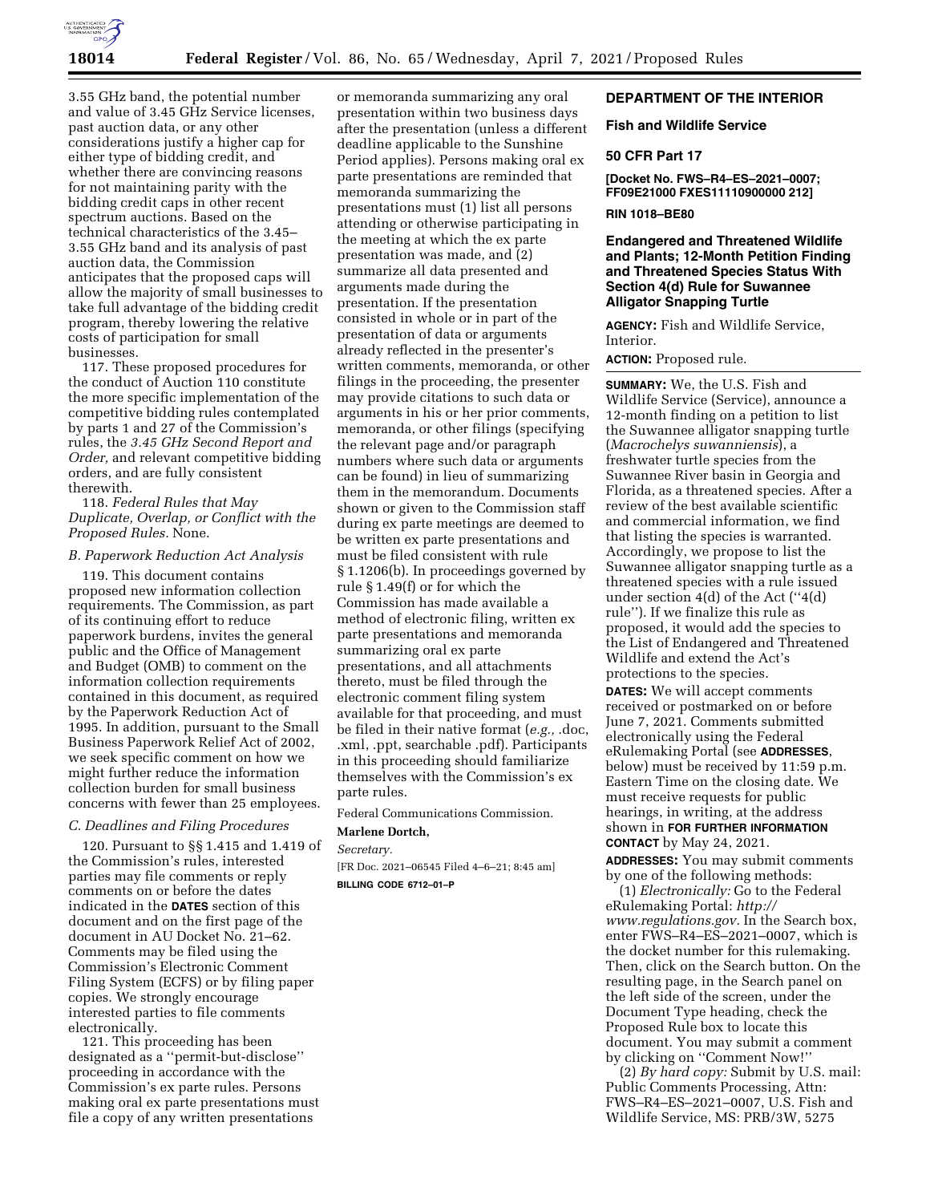3.55 GHz band, the potential number and value of 3.45 GHz Service licenses, past auction data, or any other considerations justify a higher cap for either type of bidding credit, and whether there are convincing reasons for not maintaining parity with the bidding credit caps in other recent spectrum auctions. Based on the technical characteristics of the 3.45–3.55 GHz band and its analysis of past auction data, the Commission anticipates that the proposed caps will allow the majority of small businesses to take full advantage of the bidding credit program, thereby lowering the relative costs of participation for small businesses.

117. These proposed procedures for the conduct of Auction 110 constitute the more specific implementation of the competitive bidding rules contemplated by parts 1 and 27 of the Commission's rules, the *3.45 GHz Second Report and Order,* and relevant competitive bidding orders, and are fully consistent therewith.

118. *Federal Rules that May Duplicate, Overlap, or Conflict with the Proposed Rules.* None.

### *B. Paperwork Reduction Act Analysis*

119. This document contains proposed new information collection requirements. The Commission, as part of its continuing effort to reduce paperwork burdens, invites the general public and the Office of Management and Budget (OMB) to comment on the information collection requirements contained in this document, as required by the Paperwork Reduction Act of 1995. In addition, pursuant to the Small Business Paperwork Relief Act of 2002, we seek specific comment on how we might further reduce the information collection burden for small business concerns with fewer than 25 employees.

### *C. Deadlines and Filing Procedures*

120. Pursuant to §§ 1.415 and 1.419 of the Commission's rules, interested parties may file comments or reply comments on or before the dates indicated in the **DATES** section of this document and on the first page of the document in AU Docket No. 21–62. Comments may be filed using the Commission's Electronic Comment Filing System (ECFS) or by filing paper copies. We strongly encourage interested parties to file comments electronically.

121. This proceeding has been designated as a ''permit-but-disclose'' proceeding in accordance with the Commission's ex parte rules. Persons making oral ex parte presentations must file a copy of any written presentations or memoranda summarizing any oral presentation within two business days after the presentation (unless a different deadline applicable to the Sunshine Period applies). Persons making oral ex parte presentations are reminded that memoranda summarizing the presentations must (1) list all persons attending or otherwise participating in the meeting at which the ex parte presentation was made, and (2) summarize all data presented and arguments made during the presentation. If the presentation consisted in whole or in part of the presentation of data or arguments already reflected in the presenter's written comments, memoranda, or other filings in the proceeding, the presenter may provide citations to such data or arguments in his or her prior comments, memoranda, or other filings (specifying the relevant page and/or paragraph numbers where such data or arguments can be found) in lieu of summarizing them in the memorandum. Documents shown or given to the Commission staff during ex parte meetings are deemed to be written ex parte presentations and must be filed consistent with rule § 1.1206(b). In proceedings governed by rule § 1.49(f) or for which the Commission has made available a method of electronic filing, written ex parte presentations and memoranda summarizing oral ex parte presentations, and all attachments thereto, must be filed through the electronic comment filing system available for that proceeding, and must be filed in their native format (*e.g.,* .doc, .xml, .ppt, searchable .pdf). Participants in this proceeding should familiarize themselves with the Commission's ex parte rules.

Federal Communications Commission.

**Marlene Dortch,**

*Secretary.*

[FR Doc. 2021–06545 Filed 4–6–21; 8:45 am]

**BILLING CODE 6712–01–P**

## DEPARTMENT OF THE INTERIOR

## Fish and Wildlife Service

## 50 CFR Part 17

**[Docket No. FWS–R4–ES–2021–0007; FF09E21000 FXES11110900000 212]**

**RIN 1018–BE80**

## Endangered and Threatened Wildlife and Plants; 12-Month Petition Finding and Threatened Species Status With Section 4(d) Rule for Suwannee Alligator Snapping Turtle

**AGENCY:** Fish and Wildlife Service, Interior.

**ACTION:** Proposed rule.

**SUMMARY:** We, the U.S. Fish and Wildlife Service (Service), announce a 12-month finding on a petition to list the Suwannee alligator snapping turtle (*Macrochelys suwanniensis*), a freshwater turtle species from the Suwannee River basin in Georgia and Florida, as a threatened species. After a review of the best available scientific and commercial information, we find that listing the species is warranted. Accordingly, we propose to list the Suwannee alligator snapping turtle as a threatened species with a rule issued under section 4(d) of the Act (''4(d) rule''). If we finalize this rule as proposed, it would add the species to the List of Endangered and Threatened Wildlife and extend the Act's protections to the species.

**DATES:** We will accept comments received or postmarked on or before June 7, 2021. Comments submitted electronically using the Federal eRulemaking Portal (see **ADDRESSES**, below) must be received by 11:59 p.m. Eastern Time on the closing date. We must receive requests for public hearings, in writing, at the address shown in **FOR FURTHER INFORMATION CONTACT** by May 24, 2021.

**ADDRESSES:** You may submit comments by one of the following methods:

(1) *Electronically:* Go to the Federal eRulemaking Portal: *http://www.regulations.gov.* In the Search box, enter FWS–R4–ES–2021–0007, which is the docket number for this rulemaking. Then, click on the Search button. On the resulting page, in the Search panel on the left side of the screen, under the Document Type heading, check the Proposed Rule box to locate this document. You may submit a comment by clicking on ''Comment Now!''

(2) *By hard copy:* Submit by U.S. mail: Public Comments Processing, Attn: FWS–R4–ES–2021–0007, U.S. Fish and Wildlife Service, MS: PRB/3W, 5275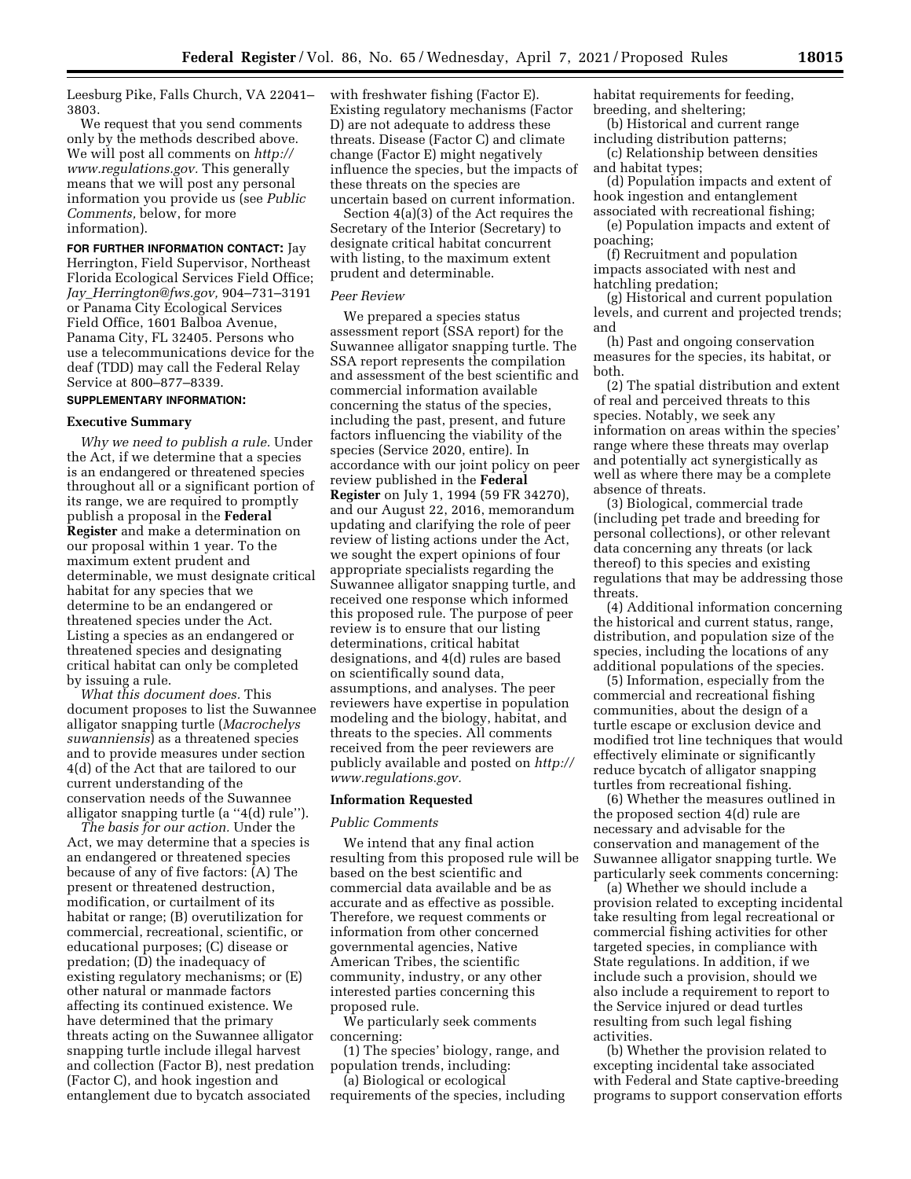Leesburg Pike, Falls Church, VA 22041–3803.

We request that you send comments only by the methods described above. We will post all comments on *http://www.regulations.gov.* This generally means that we will post any personal information you provide us (see *Public Comments,* below, for more information).

**FOR FURTHER INFORMATION CONTACT:** Jay Herrington, Field Supervisor, Northeast Florida Ecological Services Field Office; *Jay_Herrington@fws.gov,* 904–731–3191 or Panama City Ecological Services Field Office, 1601 Balboa Avenue, Panama City, FL 32405. Persons who use a telecommunications device for the deaf (TDD) may call the Federal Relay Service at 800–877–8339.

**SUPPLEMENTARY INFORMATION:**

## Executive Summary

*Why we need to publish a rule.* Under the Act, if we determine that a species is an endangered or threatened species throughout all or a significant portion of its range, we are required to promptly publish a proposal in the **Federal Register** and make a determination on our proposal within 1 year. To the maximum extent prudent and determinable, we must designate critical habitat for any species that we determine to be an endangered or threatened species under the Act. Listing a species as an endangered or threatened species and designating critical habitat can only be completed by issuing a rule.

*What this document does.* This document proposes to list the Suwannee alligator snapping turtle (*Macrochelys suwanniensis*) as a threatened species and to provide measures under section 4(d) of the Act that are tailored to our current understanding of the conservation needs of the Suwannee alligator snapping turtle (a "4(d) rule").

*The basis for our action.* Under the Act, we may determine that a species is an endangered or threatened species because of any of five factors: (A) The present or threatened destruction, modification, or curtailment of its habitat or range; (B) overutilization for commercial, recreational, scientific, or educational purposes; (C) disease or predation; (D) the inadequacy of existing regulatory mechanisms; or (E) other natural or manmade factors affecting its continued existence. We have determined that the primary threats acting on the Suwannee alligator snapping turtle include illegal harvest and collection (Factor B), nest predation (Factor C), and hook ingestion and entanglement due to bycatch associated with freshwater fishing (Factor E). Existing regulatory mechanisms (Factor D) are not adequate to address these threats. Disease (Factor C) and climate change (Factor E) might negatively influence the species, but the impacts of these threats on the species are uncertain based on current information.

Section 4(a)(3) of the Act requires the Secretary of the Interior (Secretary) to designate critical habitat concurrent with listing, to the maximum extent prudent and determinable.

### *Peer Review*

We prepared a species status assessment report (SSA report) for the Suwannee alligator snapping turtle. The SSA report represents the compilation and assessment of the best scientific and commercial information available concerning the status of the species, including the past, present, and future factors influencing the viability of the species (Service 2020, entire). In accordance with our joint policy on peer review published in the **Federal Register** on July 1, 1994 (59 FR 34270), and our August 22, 2016, memorandum updating and clarifying the role of peer review of listing actions under the Act, we sought the expert opinions of four appropriate specialists regarding the Suwannee alligator snapping turtle, and received one response which informed this proposed rule. The purpose of peer review is to ensure that our listing determinations, critical habitat designations, and 4(d) rules are based on scientifically sound data, assumptions, and analyses. The peer reviewers have expertise in population modeling and the biology, habitat, and threats to the species. All comments received from the peer reviewers are publicly available and posted on *http://www.regulations.gov.*

## Information Requested

### *Public Comments*

We intend that any final action resulting from this proposed rule will be based on the best scientific and commercial data available and be as accurate and as effective as possible. Therefore, we request comments or information from other concerned governmental agencies, Native American Tribes, the scientific community, industry, or any other interested parties concerning this proposed rule.

We particularly seek comments concerning:

(1) The species' biology, range, and population trends, including:

(a) Biological or ecological requirements of the species, including habitat requirements for feeding, breeding, and sheltering;

(b) Historical and current range including distribution patterns;

(c) Relationship between densities and habitat types;

(d) Population impacts and extent of hook ingestion and entanglement associated with recreational fishing;

(e) Population impacts and extent of poaching;

(f) Recruitment and population impacts associated with nest and hatchling predation;

(g) Historical and current population levels, and current and projected trends; and

(h) Past and ongoing conservation measures for the species, its habitat, or both.

(2) The spatial distribution and extent of real and perceived threats to this species. Notably, we seek any information on areas within the species' range where these threats may overlap and potentially act synergistically as well as where there may be a complete absence of threats.

(3) Biological, commercial trade (including pet trade and breeding for personal collections), or other relevant data concerning any threats (or lack thereof) to this species and existing regulations that may be addressing those threats.

(4) Additional information concerning the historical and current status, range, distribution, and population size of the species, including the locations of any additional populations of the species.

(5) Information, especially from the commercial and recreational fishing communities, about the design of a turtle escape or exclusion device and modified trot line techniques that would effectively eliminate or significantly reduce bycatch of alligator snapping turtles from recreational fishing.

(6) Whether the measures outlined in the proposed section 4(d) rule are necessary and advisable for the conservation and management of the Suwannee alligator snapping turtle. We particularly seek comments concerning:

(a) Whether we should include a provision related to excepting incidental take resulting from legal recreational or commercial fishing activities for other targeted species, in compliance with State regulations. In addition, if we include such a provision, should we also include a requirement to report to the Service injured or dead turtles resulting from such legal fishing activities.

(b) Whether the provision related to excepting incidental take associated with Federal and State captive-breeding programs to support conservation efforts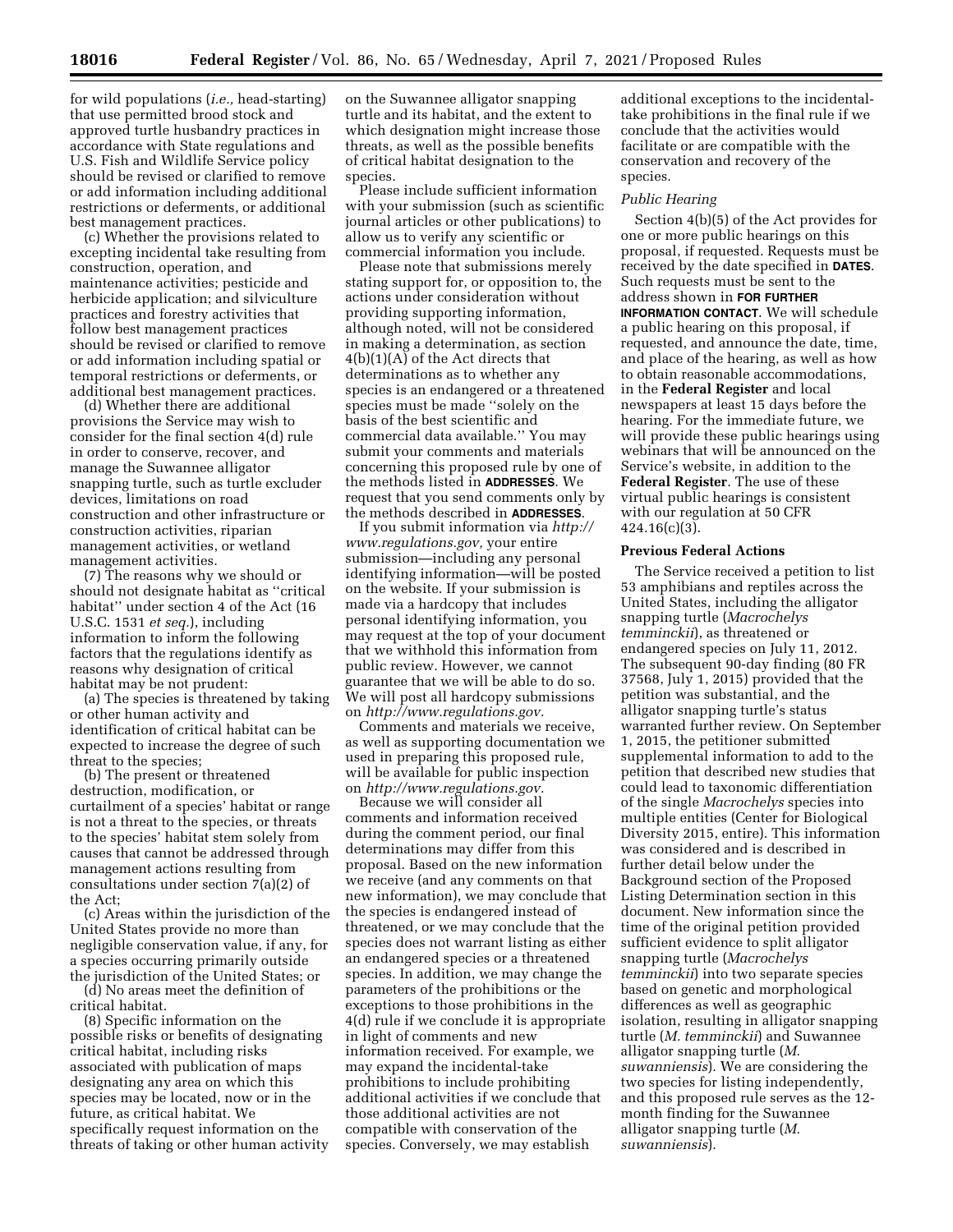for wild populations (*i.e.,* head-starting) that use permitted brood stock and approved turtle husbandry practices in accordance with State regulations and U.S. Fish and Wildlife Service policy should be revised or clarified to remove or add information including additional restrictions or deferments, or additional best management practices.

(c) Whether the provisions related to excepting incidental take resulting from construction, operation, and maintenance activities; pesticide and herbicide application; and silviculture practices and forestry activities that follow best management practices should be revised or clarified to remove or add information including spatial or temporal restrictions or deferments, or additional best management practices.

(d) Whether there are additional provisions the Service may wish to consider for the final section 4(d) rule in order to conserve, recover, and manage the Suwannee alligator snapping turtle, such as turtle excluder devices, limitations on road construction and other infrastructure or construction activities, riparian management activities, or wetland management activities.

(7) The reasons why we should or should not designate habitat as ''critical habitat'' under section 4 of the Act (16 U.S.C. 1531 *et seq.*), including information to inform the following factors that the regulations identify as reasons why designation of critical habitat may be not prudent:

(a) The species is threatened by taking or other human activity and identification of critical habitat can be expected to increase the degree of such threat to the species;

(b) The present or threatened destruction, modification, or curtailment of a species' habitat or range is not a threat to the species, or threats to the species' habitat stem solely from causes that cannot be addressed through management actions resulting from consultations under section 7(a)(2) of the Act;

(c) Areas within the jurisdiction of the United States provide no more than negligible conservation value, if any, for a species occurring primarily outside the jurisdiction of the United States; or

(d) No areas meet the definition of critical habitat.

(8) Specific information on the possible risks or benefits of designating critical habitat, including risks associated with publication of maps designating any area on which this species may be located, now or in the future, as critical habitat. We specifically request information on the threats of taking or other human activity on the Suwannee alligator snapping turtle and its habitat, and the extent to which designation might increase those threats, as well as the possible benefits of critical habitat designation to the species.

Please include sufficient information with your submission (such as scientific journal articles or other publications) to allow us to verify any scientific or commercial information you include.

Please note that submissions merely stating support for, or opposition to, the actions under consideration without providing supporting information, although noted, will not be considered in making a determination, as section 4(b)(1)(A) of the Act directs that determinations as to whether any species is an endangered or a threatened species must be made ''solely on the basis of the best scientific and commercial data available.'' You may submit your comments and materials concerning this proposed rule by one of the methods listed in **ADDRESSES**. We request that you send comments only by the methods described in **ADDRESSES**.

If you submit information via *http://www.regulations.gov,* your entire submission—including any personal identifying information—will be posted on the website. If your submission is made via a hardcopy that includes personal identifying information, you may request at the top of your document that we withhold this information from public review. However, we cannot guarantee that we will be able to do so. We will post all hardcopy submissions on *http://www.regulations.gov.*

Comments and materials we receive, as well as supporting documentation we used in preparing this proposed rule, will be available for public inspection on *http://www.regulations.gov.*

Because we will consider all comments and information received during the comment period, our final determinations may differ from this proposal. Based on the new information we receive (and any comments on that new information), we may conclude that the species is endangered instead of threatened, or we may conclude that the species does not warrant listing as either an endangered species or a threatened species. In addition, we may change the parameters of the prohibitions or the exceptions to those prohibitions in the 4(d) rule if we conclude it is appropriate in light of comments and new information received. For example, we may expand the incidental-take prohibitions to include prohibiting additional activities if we conclude that those additional activities are not compatible with conservation of the species. Conversely, we may establish additional exceptions to the incidental-take prohibitions in the final rule if we conclude that the activities would facilitate or are compatible with the conservation and recovery of the species.

*Public Hearing*

Section 4(b)(5) of the Act provides for one or more public hearings on this proposal, if requested. Requests must be received by the date specified in **DATES**. Such requests must be sent to the address shown in **FOR FURTHER INFORMATION CONTACT**. We will schedule a public hearing on this proposal, if requested, and announce the date, time, and place of the hearing, as well as how to obtain reasonable accommodations, in the **Federal Register** and local newspapers at least 15 days before the hearing. For the immediate future, we will provide these public hearings using webinars that will be announced on the Service's website, in addition to the **Federal Register**. The use of these virtual public hearings is consistent with our regulation at 50 CFR 424.16(c)(3).

**Previous Federal Actions**

The Service received a petition to list 53 amphibians and reptiles across the United States, including the alligator snapping turtle (*Macrochelys temminckii*), as threatened or endangered species on July 11, 2012. The subsequent 90-day finding (80 FR 37568, July 1, 2015) provided that the petition was substantial, and the alligator snapping turtle's status warranted further review. On September 1, 2015, the petitioner submitted supplemental information to add to the petition that described new studies that could lead to taxonomic differentiation of the single *Macrochelys* species into multiple entities (Center for Biological Diversity 2015, entire). This information was considered and is described in further detail below under the Background section of the Proposed Listing Determination section in this document. New information since the time of the original petition provided sufficient evidence to split alligator snapping turtle (*Macrochelys temminckii*) into two separate species based on genetic and morphological differences as well as geographic isolation, resulting in alligator snapping turtle (*M. temminckii*) and Suwannee alligator snapping turtle (*M. suwanniensis*). We are considering the two species for listing independently, and this proposed rule serves as the 12-month finding for the Suwannee alligator snapping turtle (*M. suwanniensis*).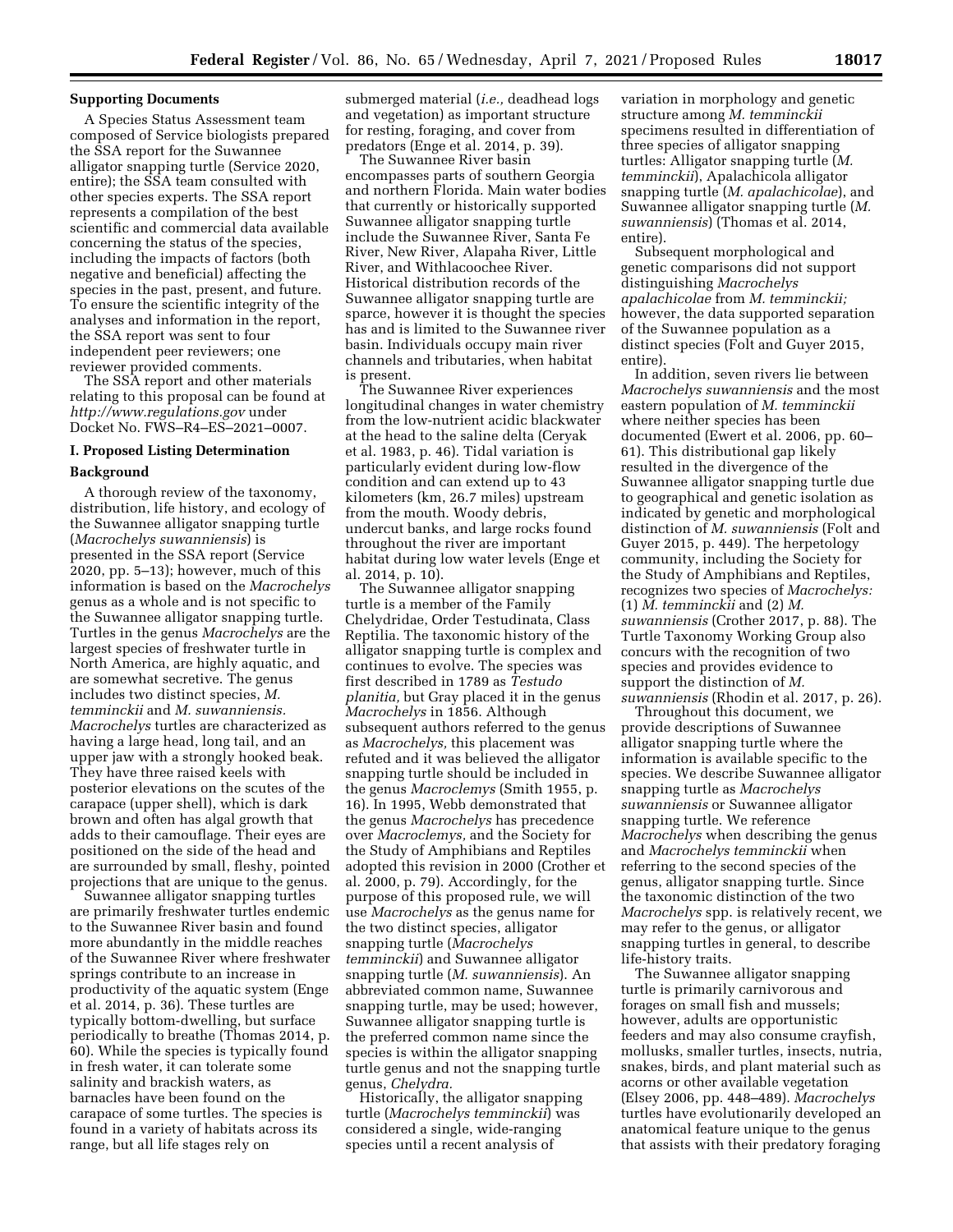### Supporting Documents

A Species Status Assessment team composed of Service biologists prepared the SSA report for the Suwannee alligator snapping turtle (Service 2020, entire); the SSA team consulted with other species experts. The SSA report represents a compilation of the best scientific and commercial data available concerning the status of the species, including the impacts of factors (both negative and beneficial) affecting the species in the past, present, and future. To ensure the scientific integrity of the analyses and information in the report, the SSA report was sent to four independent peer reviewers; one reviewer provided comments.

The SSA report and other materials relating to this proposal can be found at *http://www.regulations.gov* under Docket No. FWS–R4–ES–2021–0007.

## I. Proposed Listing Determination

### Background

A thorough review of the taxonomy, distribution, life history, and ecology of the Suwannee alligator snapping turtle (*Macrochelys suwanniensis*) is presented in the SSA report (Service 2020, pp. 5–13); however, much of this information is based on the *Macrochelys* genus as a whole and is not specific to the Suwannee alligator snapping turtle. Turtles in the genus *Macrochelys* are the largest species of freshwater turtle in North America, are highly aquatic, and are somewhat secretive. The genus includes two distinct species, *M. temminckii* and *M. suwanniensis*. *Macrochelys* turtles are characterized as having a large head, long tail, and an upper jaw with a strongly hooked beak. They have three raised keels with posterior elevations on the scutes of the carapace (upper shell), which is dark brown and often has algal growth that adds to their camouflage. Their eyes are positioned on the side of the head and are surrounded by small, fleshy, pointed projections that are unique to the genus.

Suwannee alligator snapping turtles are primarily freshwater turtles endemic to the Suwannee River basin and found more abundantly in the middle reaches of the Suwannee River where freshwater springs contribute to an increase in productivity of the aquatic system (Enge et al. 2014, p. 36). These turtles are typically bottom-dwelling, but surface periodically to breathe (Thomas 2014, p. 60). While the species is typically found in fresh water, it can tolerate some salinity and brackish waters, as barnacles have been found on the carapace of some turtles. The species is found in a variety of habitats across its range, but all life stages rely on submerged material (*i.e.,* deadhead logs and vegetation) as important structure for resting, foraging, and cover from predators (Enge et al. 2014, p. 39).

The Suwannee River basin encompasses parts of southern Georgia and northern Florida. Main water bodies that currently or historically supported Suwannee alligator snapping turtle include the Suwannee River, Santa Fe River, New River, Alapaha River, Little River, and Withlacoochee River. Historical distribution records of the Suwannee alligator snapping turtle are sparse, however it is thought the species has and is limited to the Suwannee river basin. Individuals occupy main river channels and tributaries, when habitat is present.

The Suwannee River experiences longitudinal changes in water chemistry from the low-nutrient acidic blackwater at the head to the saline delta (Ceryak et al. 1983, p. 46). Tidal variation is particularly evident during low-flow condition and can extend up to 43 kilometers (km, 26.7 miles) upstream from the mouth. Woody debris, undercut banks, and large rocks found throughout the river are important habitat during low water levels (Enge et al. 2014, p. 10).

The Suwannee alligator snapping turtle is a member of the Family Chelydridae, Order Testudinata, Class Reptilia. The taxonomic history of the alligator snapping turtle is complex and continues to evolve. The species was first described in 1789 as *Testudo planitia,* but Gray placed it in the genus *Macrochelys* in 1856. Although subsequent authors referred to the genus as *Macrochelys,* this placement was refuted and it was believed the alligator snapping turtle should be included in the genus *Macroclemys* (Smith 1955, p. 16). In 1995, Webb demonstrated that the genus *Macrochelys* has precedence over *Macroclemys,* and the Society for the Study of Amphibians and Reptiles adopted this revision in 2000 (Crother et al. 2000, p. 79). Accordingly, for the purpose of this proposed rule, we will use *Macrochelys* as the genus name for the two distinct species, alligator snapping turtle (*Macrochelys temminckii*) and Suwannee alligator snapping turtle (*M. suwanniensis*). An abbreviated common name, Suwannee snapping turtle, may be used; however, Suwannee alligator snapping turtle is the preferred common name since the species is within the alligator snapping turtle genus and not the snapping turtle genus, *Chelydra.*

Historically, the alligator snapping turtle (*Macrochelys temminckii*) was considered a single, wide-ranging species until a recent analysis of variation in morphology and genetic structure among *M. temminckii* specimens resulted in differentiation of three species of alligator snapping turtles: Alligator snapping turtle (*M. temminckii*), Apalachicola alligator snapping turtle (*M. apalachicolae*), and Suwannee alligator snapping turtle (*M. suwanniensis*) (Thomas et al. 2014, entire).

Subsequent morphological and genetic comparisons did not support distinguishing *Macrochelys apalachicolae* from *M. temminckii;* however, the data supported separation of the Suwannee population as a distinct species (Folt and Guyer 2015, entire).

In addition, seven rivers lie between *Macrochelys suwanniensis* and the most eastern population of *M. temminckii* where neither species has been documented (Ewert et al. 2006, pp. 60–61). This distributional gap likely resulted in the divergence of the Suwannee alligator snapping turtle due to geographical and genetic isolation as indicated by genetic and morphological distinction of *M. suwanniensis* (Folt and Guyer 2015, p. 449). The herpetology community, including the Society for the Study of Amphibians and Reptiles, recognizes two species of *Macrochelys:* (1) *M. temminckii* and (2) *M. suwanniensis* (Crother 2017, p. 88). The Turtle Taxonomy Working Group also concurs with the recognition of two species and provides evidence to support the distinction of *M. suwanniensis* (Rhodin et al. 2017, p. 26).

Throughout this document, we provide descriptions of Suwannee alligator snapping turtle where the information is available specific to the species. We describe Suwannee alligator snapping turtle as *Macrochelys suwanniensis* or Suwannee alligator snapping turtle. We reference *Macrochelys* when describing the genus and *Macrochelys temminckii* when referring to the second species of the genus, alligator snapping turtle. Since the taxonomic distinction of the two *Macrochelys* spp. is relatively recent, we may refer to the genus, or alligator snapping turtles in general, to describe life-history traits.

The Suwannee alligator snapping turtle is primarily carnivorous and forages on small fish and mussels; however, adults are opportunistic feeders and may also consume crayfish, mollusks, smaller turtles, insects, nutria, snakes, birds, and plant material such as acorns or other available vegetation (Elsey 2006, pp. 448–489). *Macrochelys* turtles have evolutionarily developed an anatomical feature unique to the genus that assists with their predatory foraging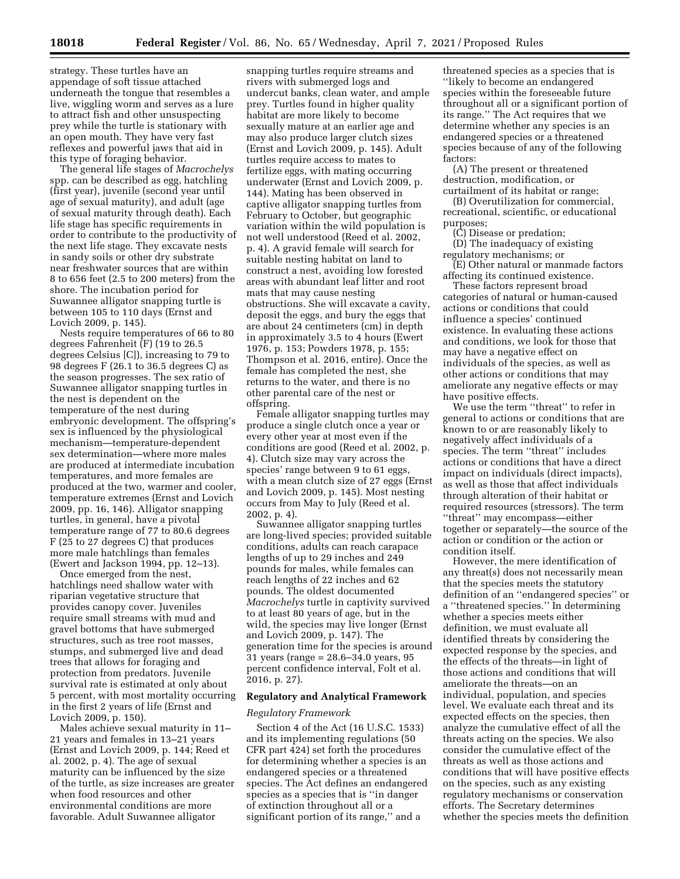strategy. These turtles have an appendage of soft tissue attached underneath the tongue that resembles a live, wiggling worm and serves as a lure to attract fish and other unsuspecting prey while the turtle is stationary with an open mouth. They have very fast reflexes and powerful jaws that aid in this type of foraging behavior.

The general life stages of *Macrochelys* spp. can be described as egg, hatchling (first year), juvenile (second year until age of sexual maturity), and adult (age of sexual maturity through death). Each life stage has specific requirements in order to contribute to the productivity of the next life stage. They excavate nests in sandy soils or other dry substrate near freshwater sources that are within 8 to 656 feet (2.5 to 200 meters) from the shore. The incubation period for Suwannee alligator snapping turtle is between 105 to 110 days (Ernst and Lovich 2009, p. 145).

Nests require temperatures of 66 to 80 degrees Fahrenheit (F) (19 to 26.5 degrees Celsius [C]), increasing to 79 to 98 degrees F (26.1 to 36.5 degrees C) as the season progresses. The sex ratio of Suwannee alligator snapping turtles in the nest is dependent on the temperature of the nest during embryonic development. The offspring's sex is influenced by the physiological mechanism—temperature-dependent sex determination—where more males are produced at intermediate incubation temperatures, and more females are produced at the two, warmer and cooler, temperature extremes (Ernst and Lovich 2009, pp. 16, 146). Alligator snapping turtles, in general, have a pivotal temperature range of 77 to 80.6 degrees F (25 to 27 degrees C) that produces more male hatchlings than females (Ewert and Jackson 1994, pp. 12–13).

Once emerged from the nest, hatchlings need shallow water with riparian vegetative structure that provides canopy cover. Juveniles require small streams with mud and gravel bottoms that have submerged structures, such as tree root masses, stumps, and submerged live and dead trees that allows for foraging and protection from predators. Juvenile survival rate is estimated at only about 5 percent, with most mortality occurring in the first 2 years of life (Ernst and Lovich 2009, p. 150).

Males achieve sexual maturity in 11–21 years and females in 13–21 years (Ernst and Lovich 2009, p. 144; Reed et al. 2002, p. 4). The age of sexual maturity can be influenced by the size of the turtle, as size increases are greater when food resources and other environmental conditions are more favorable. Adult Suwannee alligator snapping turtles require streams and rivers with submerged logs and undercut banks, clean water, and ample prey. Turtles found in higher quality habitat are more likely to become sexually mature at an earlier age and may also produce larger clutch sizes (Ernst and Lovich 2009, p. 145). Adult turtles require access to mates to fertilize eggs, with mating occurring underwater (Ernst and Lovich 2009, p. 144). Mating has been observed in captive alligator snapping turtles from February to October, but geographic variation within the wild population is not well understood (Reed et al. 2002, p. 4). A gravid female will search for suitable nesting habitat on land to construct a nest, avoiding low forested areas with abundant leaf litter and root mats that may cause nesting obstructions. She will excavate a cavity, deposit the eggs, and bury the eggs that are about 24 centimeters (cm) in depth in approximately 3.5 to 4 hours (Ewert 1976, p. 153; Powders 1978, p. 155; Thompson et al. 2016, entire). Once the female has completed the nest, she returns to the water, and there is no other parental care of the nest or offspring.

Female alligator snapping turtles may produce a single clutch once a year or every other year at most even if the conditions are good (Reed et al. 2002, p. 4). Clutch size may vary across the species' range between 9 to 61 eggs, with a mean clutch size of 27 eggs (Ernst and Lovich 2009, p. 145). Most nesting occurs from May to July (Reed et al. 2002, p. 4).

Suwannee alligator snapping turtles are long-lived species; provided suitable conditions, adults can reach carapace lengths of up to 29 inches and 249 pounds for males, while females can reach lengths of 22 inches and 62 pounds. The oldest documented *Macrochelys* turtle in captivity survived to at least 80 years of age, but in the wild, the species may live longer (Ernst and Lovich 2009, p. 147). The generation time for the species is around 31 years (range = 28.6–34.0 years, 95 percent confidence interval, Folt et al. 2016, p. 27).

## Regulatory and Analytical Framework

### *Regulatory Framework*

Section 4 of the Act (16 U.S.C. 1533) and its implementing regulations (50 CFR part 424) set forth the procedures for determining whether a species is an endangered species or a threatened species. The Act defines an endangered species as a species that is ''in danger of extinction throughout all or a significant portion of its range,'' and a threatened species as a species that is ''likely to become an endangered species within the foreseeable future throughout all or a significant portion of its range.'' The Act requires that we determine whether any species is an endangered species or a threatened species because of any of the following factors:

(A) The present or threatened destruction, modification, or curtailment of its habitat or range;

(B) Overutilization for commercial, recreational, scientific, or educational purposes;

(C) Disease or predation;

(D) The inadequacy of existing regulatory mechanisms; or

(E) Other natural or manmade factors affecting its continued existence.

These factors represent broad categories of natural or human-caused actions or conditions that could influence a species' continued existence. In evaluating these actions and conditions, we look for those that may have a negative effect on individuals of the species, as well as other actions or conditions that may ameliorate any negative effects or may have positive effects.

We use the term ''threat'' to refer in general to actions or conditions that are known to or are reasonably likely to negatively affect individuals of a species. The term ''threat'' includes actions or conditions that have a direct impact on individuals (direct impacts), as well as those that affect individuals through alteration of their habitat or required resources (stressors). The term ''threat'' may encompass—either together or separately—the source of the action or condition or the action or condition itself.

However, the mere identification of any threat(s) does not necessarily mean that the species meets the statutory definition of an ''endangered species'' or a ''threatened species.'' In determining whether a species meets either definition, we must evaluate all identified threats by considering the expected response by the species, and the effects of the threats—in light of those actions and conditions that will ameliorate the threats—on an individual, population, and species level. We evaluate each threat and its expected effects on the species, then analyze the cumulative effect of all the threats acting on the species. We also consider the cumulative effect of the threats as well as those actions and conditions that will have positive effects on the species, such as any existing regulatory mechanisms or conservation efforts. The Secretary determines whether the species meets the definition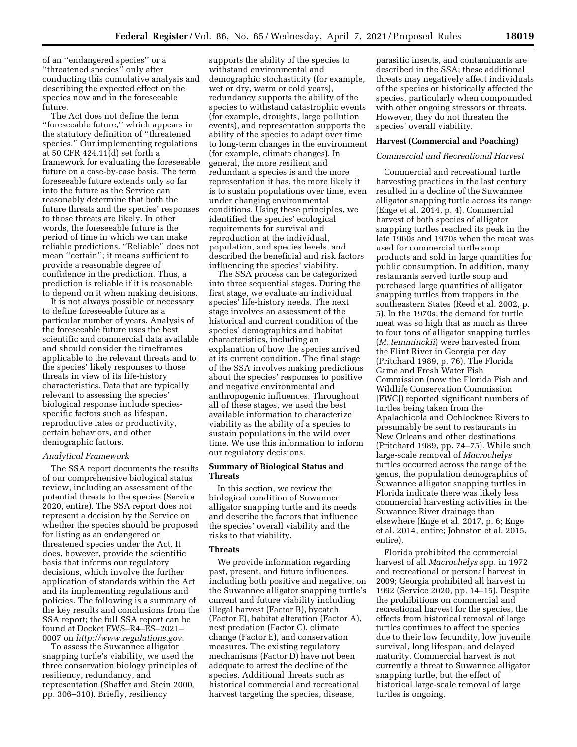of an "endangered species" or a "threatened species" only after conducting this cumulative analysis and describing the expected effect on the species now and in the foreseeable future.

The Act does not define the term "foreseeable future," which appears in the statutory definition of "threatened species." Our implementing regulations at 50 CFR 424.11(d) set forth a framework for evaluating the foreseeable future on a case-by-case basis. The term foreseeable future extends only so far into the future as the Service can reasonably determine that both the future threats and the species' responses to those threats are likely. In other words, the foreseeable future is the period of time in which we can make reliable predictions. "Reliable" does not mean "certain"; it means sufficient to provide a reasonable degree of confidence in the prediction. Thus, a prediction is reliable if it is reasonable to depend on it when making decisions.

It is not always possible or necessary to define foreseeable future as a particular number of years. Analysis of the foreseeable future uses the best scientific and commercial data available and should consider the timeframes applicable to the relevant threats and to the species' likely responses to those threats in view of its life-history characteristics. Data that are typically relevant to assessing the species' biological response include species-specific factors such as lifespan, reproductive rates or productivity, certain behaviors, and other demographic factors.

*Analytical Framework*

The SSA report documents the results of our comprehensive biological status review, including an assessment of the potential threats to the species (Service 2020, entire). The SSA report does not represent a decision by the Service on whether the species should be proposed for listing as an endangered or threatened species under the Act. It does, however, provide the scientific basis that informs our regulatory decisions, which involve the further application of standards within the Act and its implementing regulations and policies. The following is a summary of the key results and conclusions from the SSA report; the full SSA report can be found at Docket FWS–R4–ES–2021–0007 on *http://www.regulations.gov.*

To assess the Suwannee alligator snapping turtle's viability, we used the three conservation biology principles of resiliency, redundancy, and representation (Shaffer and Stein 2000, pp. 306–310). Briefly, resiliency supports the ability of the species to withstand environmental and demographic stochasticity (for example, wet or dry, warm or cold years), redundancy supports the ability of the species to withstand catastrophic events (for example, droughts, large pollution events), and representation supports the ability of the species to adapt over time to long-term changes in the environment (for example, climate changes). In general, the more resilient and redundant a species is and the more representation it has, the more likely it is to sustain populations over time, even under changing environmental conditions. Using these principles, we identified the species' ecological requirements for survival and reproduction at the individual, population, and species levels, and described the beneficial and risk factors influencing the species' viability.

The SSA process can be categorized into three sequential stages. During the first stage, we evaluate an individual species' life-history needs. The next stage involves an assessment of the historical and current condition of the species' demographics and habitat characteristics, including an explanation of how the species arrived at its current condition. The final stage of the SSA involves making predictions about the species' responses to positive and negative environmental and anthropogenic influences. Throughout all of these stages, we used the best available information to characterize viability as the ability of a species to sustain populations in the wild over time. We use this information to inform our regulatory decisions.

**Summary of Biological Status and Threats**

In this section, we review the biological condition of Suwannee alligator snapping turtle and its needs and describe the factors that influence the species' overall viability and the risks to that viability.

**Threats**

We provide information regarding past, present, and future influences, including both positive and negative, on the Suwannee alligator snapping turtle's current and future viability including illegal harvest (Factor B), bycatch (Factor E), habitat alteration (Factor A), nest predation (Factor C), climate change (Factor E), and conservation measures. The existing regulatory mechanisms (Factor D) have not been adequate to arrest the decline of the species. Additional threats such as historical commercial and recreational harvest targeting the species, disease, parasitic insects, and contaminants are described in the SSA; these additional threats may negatively affect individuals of the species or historically affected the species, particularly when compounded with other ongoing stressors or threats. However, they do not threaten the species' overall viability.

**Harvest (Commercial and Poaching)**

*Commercial and Recreational Harvest*

Commercial and recreational turtle harvesting practices in the last century resulted in a decline of the Suwannee alligator snapping turtle across its range (Enge et al. 2014, p. 4). Commercial harvest of both species of alligator snapping turtles reached its peak in the late 1960s and 1970s when the meat was used for commercial turtle soup products and sold in large quantities for public consumption. In addition, many restaurants served turtle soup and purchased large quantities of alligator snapping turtles from trappers in the southeastern States (Reed et al. 2002, p. 5). In the 1970s, the demand for turtle meat was so high that as much as three to four tons of alligator snapping turtles (*M. temminckii*) were harvested from the Flint River in Georgia per day (Pritchard 1989, p. 76). The Florida Game and Fresh Water Fish Commission (now the Florida Fish and Wildlife Conservation Commission [FWC]) reported significant numbers of turtles being taken from the Apalachicola and Ochlocknee Rivers to presumably be sent to restaurants in New Orleans and other destinations (Pritchard 1989, pp. 74–75). While such large-scale removal of *Macrochelys* turtles occurred across the range of the genus, the population demographics of Suwannee alligator snapping turtles in Florida indicate there was likely less commercial harvesting activities in the Suwannee River drainage than elsewhere (Enge et al. 2017, p. 6; Enge et al. 2014, entire; Johnston et al. 2015, entire).

Florida prohibited the commercial harvest of all *Macrochelys* spp. in 1972 and recreational or personal harvest in 2009; Georgia prohibited all harvest in 1992 (Service 2020, pp. 14–15). Despite the prohibitions on commercial and recreational harvest for the species, the effects from historical removal of large turtles continues to affect the species due to their low fecundity, low juvenile survival, long lifespan, and delayed maturity. Commercial harvest is not currently a threat to Suwannee alligator snapping turtle, but the effect of historical large-scale removal of large turtles is ongoing.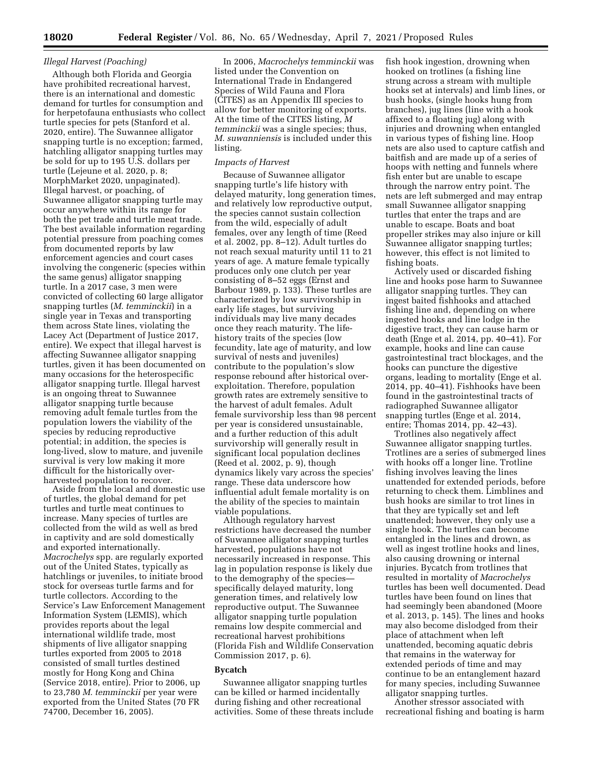*Illegal Harvest (Poaching)*

Although both Florida and Georgia have prohibited recreational harvest, there is an international and domestic demand for turtles for consumption and for herpetofauna enthusiasts who collect turtle species for pets (Stanford et al. 2020, entire). The Suwannee alligator snapping turtle is no exception; farmed, hatchling alligator snapping turtles may be sold for up to 195 U.S. dollars per turtle (Lejeune et al. 2020, p. 8; MorphMarket 2020, unpaginated). Illegal harvest, or poaching, of Suwannee alligator snapping turtle may occur anywhere within its range for both the pet trade and turtle meat trade. The best available information regarding potential pressure from poaching comes from documented reports by law enforcement agencies and court cases involving the congeneric (species within the same genus) alligator snapping turtle. In a 2017 case, 3 men were convicted of collecting 60 large alligator snapping turtles (*M. temminckii*) in a single year in Texas and transporting them across State lines, violating the Lacey Act (Department of Justice 2017, entire). We expect that illegal harvest is affecting Suwannee alligator snapping turtles, given it has been documented on many occasions for the heterospecific alligator snapping turtle. Illegal harvest is an ongoing threat to Suwannee alligator snapping turtle because removing adult female turtles from the population lowers the viability of the species by reducing reproductive potential; in addition, the species is long-lived, slow to mature, and juvenile survival is very low making it more difficult for the historically over-harvested population to recover.

Aside from the local and domestic use of turtles, the global demand for pet turtles and turtle meat continues to increase. Many species of turtles are collected from the wild as well as bred in captivity and are sold domestically and exported internationally. *Macrochelys* spp. are regularly exported out of the United States, typically as hatchlings or juveniles, to initiate brood stock for overseas turtle farms and for turtle collectors. According to the Service's Law Enforcement Management Information System (LEMIS), which provides reports about the legal international wildlife trade, most shipments of live alligator snapping turtles exported from 2005 to 2018 consisted of small turtles destined mostly for Hong Kong and China (Service 2018, entire). Prior to 2006, up to 23,780 *M. temminckii* per year were exported from the United States (70 FR 74700, December 16, 2005).

In 2006, *Macrochelys temminckii* was listed under the Convention on International Trade in Endangered Species of Wild Fauna and Flora (CITES) as an Appendix III species to allow for better monitoring of exports. At the time of the CITES listing, *M temminckii* was a single species; thus, *M. suwanniensis* is included under this listing.

*Impacts of Harvest*

Because of Suwannee alligator snapping turtle's life history with delayed maturity, long generation times, and relatively low reproductive output, the species cannot sustain collection from the wild, especially of adult females, over any length of time (Reed et al. 2002, pp. 8–12). Adult turtles do not reach sexual maturity until 11 to 21 years of age. A mature female typically produces only one clutch per year consisting of 8–52 eggs (Ernst and Barbour 1989, p. 133). These turtles are characterized by low survivorship in early life stages, but surviving individuals may live many decades once they reach maturity. The life-history traits of the species (low fecundity, late age of maturity, and low survival of nests and juveniles) contribute to the population's slow response rebound after historical over-exploitation. Therefore, population growth rates are extremely sensitive to the harvest of adult females. Adult female survivorship less than 98 percent per year is considered unsustainable, and a further reduction of this adult survivorship will generally result in significant local population declines (Reed et al. 2002, p. 9), though dynamics likely vary across the species' range. These data underscore how influential adult female mortality is on the ability of the species to maintain viable populations.

Although regulatory harvest restrictions have decreased the number of Suwannee alligator snapping turtles harvested, populations have not necessarily increased in response. This lag in population response is likely due to the demography of the species—specifically delayed maturity, long generation times, and relatively low reproductive output. The Suwannee alligator snapping turtle population remains low despite commercial and recreational harvest prohibitions (Florida Fish and Wildlife Conservation Commission 2017, p. 6).

**Bycatch**

Suwannee alligator snapping turtles can be killed or harmed incidentally during fishing and other recreational activities. Some of these threats include fish hook ingestion, drowning when hooked on trotlines (a fishing line strung across a stream with multiple hooks set at intervals) and limb lines, or bush hooks, (single hooks hung from branches), jug lines (line with a hook affixed to a floating jug) along with injuries and drowning when entangled in various types of fishing line. Hoop nets are also used to capture catfish and baitfish and are made up of a series of hoops with netting and funnels where fish enter but are unable to escape through the narrow entry point. The nets are left submerged and may entrap small Suwannee alligator snapping turtles that enter the traps and are unable to escape. Boats and boat propeller strikes may also injure or kill Suwannee alligator snapping turtles; however, this effect is not limited to fishing boats.

Actively used or discarded fishing line and hooks pose harm to Suwannee alligator snapping turtles. They can ingest baited fishhooks and attached fishing line and, depending on where ingested hooks and line lodge in the digestive tract, they can cause harm or death (Enge et al. 2014, pp. 40–41). For example, hooks and line can cause gastrointestinal tract blockages, and the hooks can puncture the digestive organs, leading to mortality (Enge et al. 2014, pp. 40–41). Fishhooks have been found in the gastrointestinal tracts of radiographed Suwannee alligator snapping turtles (Enge et al. 2014, entire; Thomas 2014, pp. 42–43).

Trotlines also negatively affect Suwannee alligator snapping turtles. Trotlines are a series of submerged lines with hooks off a longer line. Trotline fishing involves leaving the lines unattended for extended periods, before returning to check them. Limblines and bush hooks are similar to trot lines in that they are typically set and left unattended; however, they only use a single hook. The turtles can become entangled in the lines and drown, as well as ingest trotline hooks and lines, also causing drowning or internal injuries. Bycatch from trotlines that resulted in mortality of *Macrochelys* turtles has been well documented. Dead turtles have been found on lines that had seemingly been abandoned (Moore et al. 2013, p. 145). The lines and hooks may also become dislodged from their place of attachment when left unattended, becoming aquatic debris that remains in the waterway for extended periods of time and may continue to be an entanglement hazard for many species, including Suwannee alligator snapping turtles.

Another stressor associated with recreational fishing and boating is harm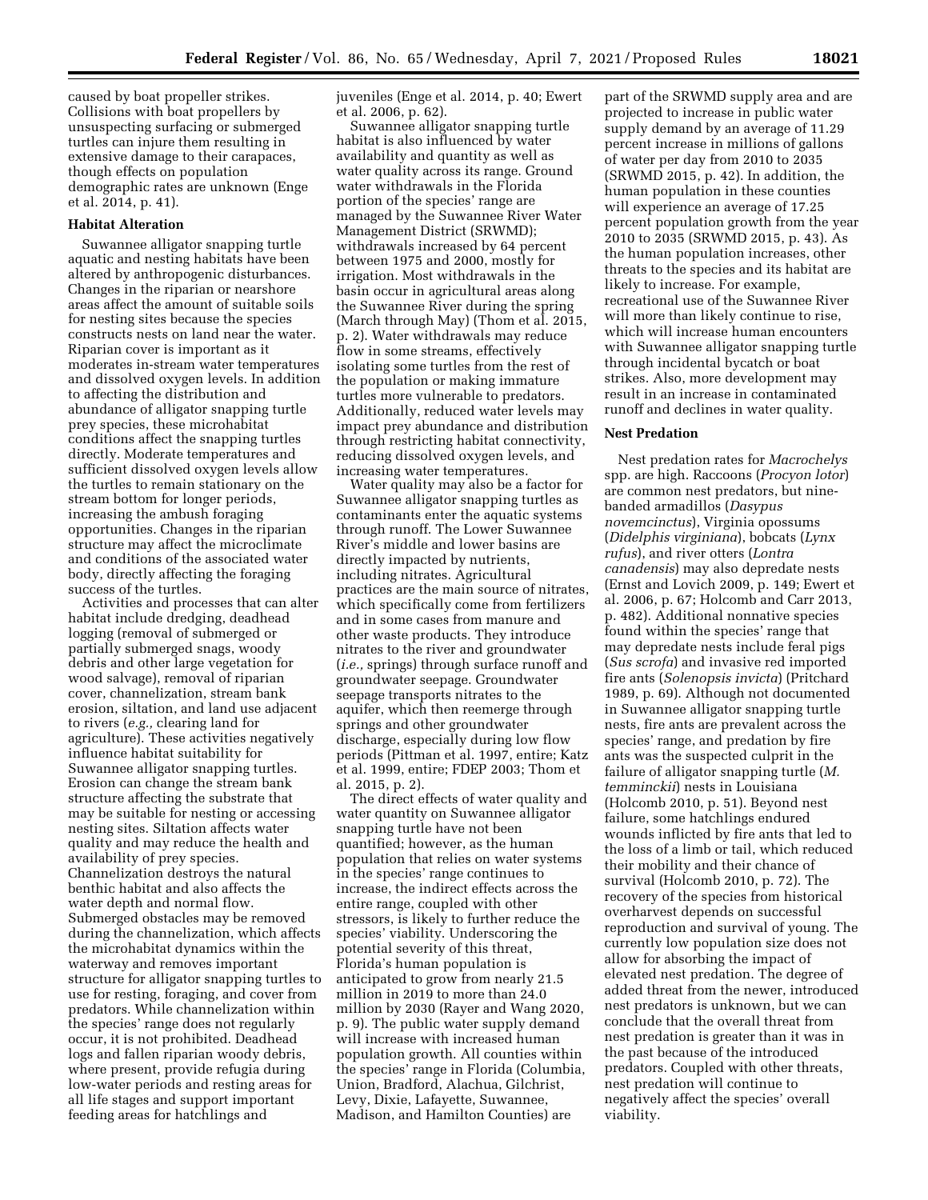caused by boat propeller strikes. Collisions with boat propellers by unsuspecting surfacing or submerged turtles can injure them resulting in extensive damage to their carapaces, though effects on population demographic rates are unknown (Enge et al. 2014, p. 41).

### Habitat Alteration

Suwannee alligator snapping turtle aquatic and nesting habitats have been altered by anthropogenic disturbances. Changes in the riparian or nearshore areas affect the amount of suitable soils for nesting sites because the species constructs nests on land near the water. Riparian cover is important as it moderates in-stream water temperatures and dissolved oxygen levels. In addition to affecting the distribution and abundance of alligator snapping turtle prey species, these microhabitat conditions affect the snapping turtles directly. Moderate temperatures and sufficient dissolved oxygen levels allow the turtles to remain stationary on the stream bottom for longer periods, increasing the ambush foraging opportunities. Changes in the riparian structure may affect the microclimate and conditions of the associated water body, directly affecting the foraging success of the turtles.

Activities and processes that can alter habitat include dredging, deadhead logging (removal of submerged or partially submerged snags, woody debris and other large vegetation for wood salvage), removal of riparian cover, channelization, stream bank erosion, siltation, and land use adjacent to rivers (*e.g.,* clearing land for agriculture). These activities negatively influence habitat suitability for Suwannee alligator snapping turtles. Erosion can change the stream bank structure affecting the substrate that may be suitable for nesting or accessing nesting sites. Siltation affects water quality and may reduce the health and availability of prey species. Channelization destroys the natural benthic habitat and also affects the water depth and normal flow. Submerged obstacles may be removed during the channelization, which affects the microhabitat dynamics within the waterway and removes important structure for alligator snapping turtles to use for resting, foraging, and cover from predators. While channelization within the species' range does not regularly occur, it is not prohibited. Deadhead logs and fallen riparian woody debris, where present, provide refugia during low-water periods and resting areas for all life stages and support important feeding areas for hatchlings and juveniles (Enge et al. 2014, p. 40; Ewert et al. 2006, p. 62).

Suwannee alligator snapping turtle habitat is also influenced by water availability and quantity as well as water quality across its range. Ground water withdrawals in the Florida portion of the species' range are managed by the Suwannee River Water Management District (SRWMD); withdrawals increased by 64 percent between 1975 and 2000, mostly for irrigation. Most withdrawals in the basin occur in agricultural areas along the Suwannee River during the spring (March through May) (Thom et al. 2015, p. 2). Water withdrawals may reduce flow in some streams, effectively isolating some turtles from the rest of the population or making immature turtles more vulnerable to predators. Additionally, reduced water levels may impact prey abundance and distribution through restricting habitat connectivity, reducing dissolved oxygen levels, and increasing water temperatures.

Water quality may also be a factor for Suwannee alligator snapping turtles as contaminants enter the aquatic systems through runoff. The Lower Suwannee River's middle and lower basins are directly impacted by nutrients, including nitrates. Agricultural practices are the main source of nitrates, which specifically come from fertilizers and in some cases from manure and other waste products. They introduce nitrates to the river and groundwater (*i.e.,* springs) through surface runoff and groundwater seepage. Groundwater seepage transports nitrates to the aquifer, which then reemerge through springs and other groundwater discharge, especially during low flow periods (Pittman et al. 1997, entire; Katz et al. 1999, entire; FDEP 2003; Thom et al. 2015, p. 2).

The direct effects of water quality and water quantity on Suwannee alligator snapping turtle have not been quantified; however, as the human population that relies on water systems in the species' range continues to increase, the indirect effects across the entire range, coupled with other stressors, is likely to further reduce the species' viability. Underscoring the potential severity of this threat, Florida's human population is anticipated to grow from nearly 21.5 million in 2019 to more than 24.0 million by 2030 (Rayer and Wang 2020, p. 9). The public water supply demand will increase with increased human population growth. All counties within the species' range in Florida (Columbia, Union, Bradford, Alachua, Gilchrist, Levy, Dixie, Lafayette, Suwannee, Madison, and Hamilton Counties) are part of the SRWMD supply area and are projected to increase in public water supply demand by an average of 11.29 percent increase in millions of gallons of water per day from 2010 to 2035 (SRWMD 2015, p. 42). In addition, the human population in these counties will experience an average of 17.25 percent population growth from the year 2010 to 2035 (SRWMD 2015, p. 43). As the human population increases, other threats to the species and its habitat are likely to increase. For example, recreational use of the Suwannee River will more than likely continue to rise, which will increase human encounters with Suwannee alligator snapping turtle through incidental bycatch or boat strikes. Also, more development may result in an increase in contaminated runoff and declines in water quality.

### Nest Predation

Nest predation rates for *Macrochelys* spp. are high. Raccoons (*Procyon lotor*) are common nest predators, but nine-banded armadillos (*Dasypus novemcinctus*), Virginia opossums (*Didelphis virginiana*), bobcats (*Lynx rufus*), and river otters (*Lontra canadensis*) may also depredate nests (Ernst and Lovich 2009, p. 149; Ewert et al. 2006, p. 67; Holcomb and Carr 2013, p. 482). Additional nonnative species found within the species' range that may depredate nests include feral pigs (*Sus scrofa*) and invasive red imported fire ants (*Solenopsis invicta*) (Pritchard 1989, p. 69). Although not documented in Suwannee alligator snapping turtle nests, fire ants are prevalent across the species' range, and predation by fire ants was the suspected culprit in the failure of alligator snapping turtle (*M. temminckii*) nests in Louisiana (Holcomb 2010, p. 51). Beyond nest failure, some hatchlings endured wounds inflicted by fire ants that led to the loss of a limb or tail, which reduced their mobility and their chance of survival (Holcomb 2010, p. 72). The recovery of the species from historical overharvest depends on successful reproduction and survival of young. The currently low population size does not allow for absorbing the impact of elevated nest predation. The degree of added threat from the newer, introduced nest predators is unknown, but we can conclude that the overall threat from nest predation is greater than it was in the past because of the introduced predators. Coupled with other threats, nest predation will continue to negatively affect the species' overall viability.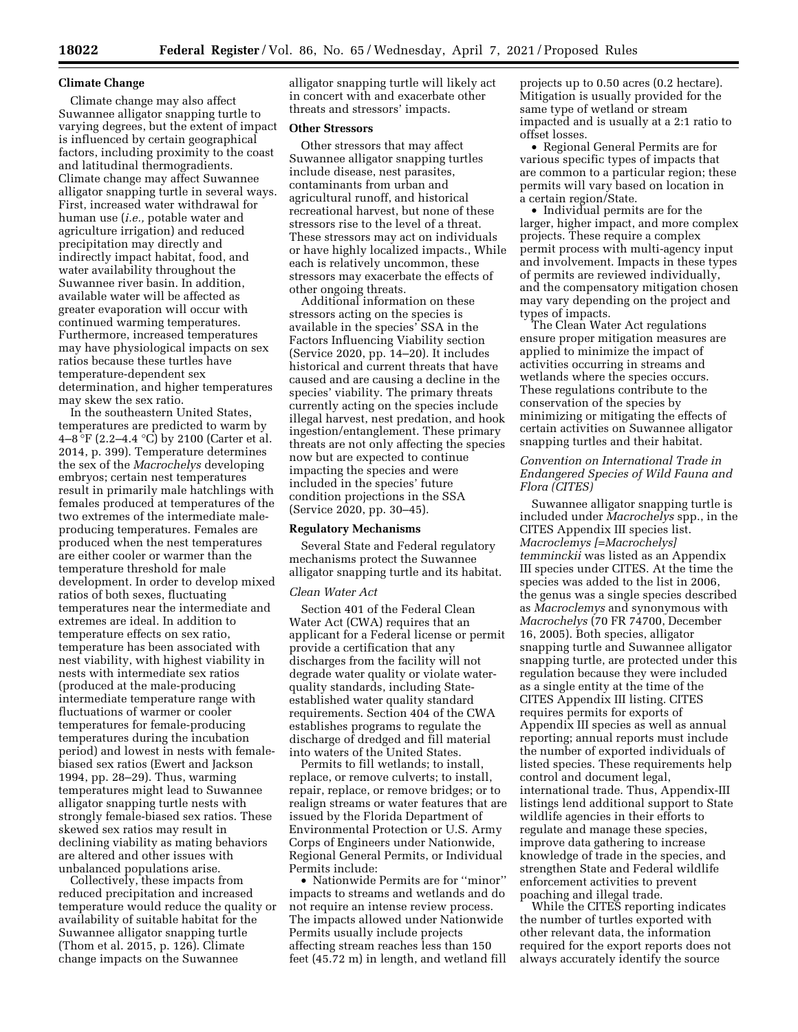### Climate Change

Climate change may also affect Suwannee alligator snapping turtle to varying degrees, but the extent of impact is influenced by certain geographical factors, including proximity to the coast and latitudinal thermogradients. Climate change may affect Suwannee alligator snapping turtle in several ways. First, increased water withdrawal for human use (*i.e.,* potable water and agriculture irrigation) and reduced precipitation may directly and indirectly impact habitat, food, and water availability throughout the Suwannee river basin. In addition, available water will be affected as greater evaporation will occur with continued warming temperatures. Furthermore, increased temperatures may have physiological impacts on sex ratios because these turtles have temperature-dependent sex determination, and higher temperatures may skew the sex ratio.

In the southeastern United States, temperatures are predicted to warm by 4–8 °F (2.2–4.4 °C) by 2100 (Carter et al. 2014, p. 399). Temperature determines the sex of the *Macrochelys* developing embryos; certain nest temperatures result in primarily male hatchlings with females produced at temperatures of the two extremes of the intermediate male-producing temperatures. Females are produced when the nest temperatures are either cooler or warmer than the temperature threshold for male development. In order to develop mixed ratios of both sexes, fluctuating temperatures near the intermediate and extremes are ideal. In addition to temperature effects on sex ratio, temperature has been associated with nest viability, with highest viability in nests with intermediate sex ratios (produced at the male-producing intermediate temperature range with fluctuations of warmer or cooler temperatures for female-producing temperatures during the incubation period) and lowest in nests with female-biased sex ratios (Ewert and Jackson 1994, pp. 28–29). Thus, warming temperatures might lead to Suwannee alligator snapping turtle nests with strongly female-biased sex ratios. These skewed sex ratios may result in declining viability as mating behaviors are altered and other issues with unbalanced populations arise.

Collectively, these impacts from reduced precipitation and increased temperature would reduce the quality or availability of suitable habitat for the Suwannee alligator snapping turtle (Thom et al. 2015, p. 126). Climate change impacts on the Suwannee alligator snapping turtle will likely act in concert with and exacerbate other threats and stressors' impacts.

### Other Stressors

Other stressors that may affect Suwannee alligator snapping turtles include disease, nest parasites, contaminants from urban and agricultural runoff, and historical recreational harvest, but none of these stressors rise to the level of a threat. These stressors may act on individuals or have highly localized impacts., While each is relatively uncommon, these stressors may exacerbate the effects of other ongoing threats.

Additional information on these stressors acting on the species is available in the species' SSA in the Factors Influencing Viability section (Service 2020, pp. 14–20). It includes historical and current threats that have caused and are causing a decline in the species' viability. The primary threats currently acting on the species include illegal harvest, nest predation, and hook ingestion/entanglement. These primary threats are not only affecting the species now but are expected to continue impacting the species and were included in the species' future condition projections in the SSA (Service 2020, pp. 30–45).

### Regulatory Mechanisms

Several State and Federal regulatory mechanisms protect the Suwannee alligator snapping turtle and its habitat.

#### *Clean Water Act*

Section 401 of the Federal Clean Water Act (CWA) requires that an applicant for a Federal license or permit provide a certification that any discharges from the facility will not degrade water quality or violate water-quality standards, including State-established water quality standard requirements. Section 404 of the CWA establishes programs to regulate the discharge of dredged and fill material into waters of the United States.

Permits to fill wetlands; to install, replace, or remove culverts; to install, repair, replace, or remove bridges; or to realign streams or water features that are issued by the Florida Department of Environmental Protection or U.S. Army Corps of Engineers under Nationwide, Regional General Permits, or Individual Permits include:

- Nationwide Permits are for "minor" impacts to streams and wetlands and do not require an intense review process. The impacts allowed under Nationwide Permits usually include projects affecting stream reaches less than 150 feet (45.72 m) in length, and wetland fill projects up to 0.50 acres (0.2 hectare). Mitigation is usually provided for the same type of wetland or stream impacted and is usually at a 2:1 ratio to offset losses.
- Regional General Permits are for various specific types of impacts that are common to a particular region; these permits will vary based on location in a certain region/State.
- Individual permits are for the larger, higher impact, and more complex projects. These require a complex permit process with multi-agency input and involvement. Impacts in these types of permits are reviewed individually, and the compensatory mitigation chosen may vary depending on the project and types of impacts.

The Clean Water Act regulations ensure proper mitigation measures are applied to minimize the impact of activities occurring in streams and wetlands where the species occurs. These regulations contribute to the conservation of the species by minimizing or mitigating the effects of certain activities on Suwannee alligator snapping turtles and their habitat.

#### *Convention on International Trade in Endangered Species of Wild Fauna and Flora (CITES)*

Suwannee alligator snapping turtle is included under *Macrochelys* spp., in the CITES Appendix III species list. *Macroclemys [=Macrochelys] temminckii* was listed as an Appendix III species under CITES. At the time the species was added to the list in 2006, the genus was a single species described as *Macroclemys* and synonymous with *Macrochelys* (70 FR 74700, December 16, 2005). Both species, alligator snapping turtle and Suwannee alligator snapping turtle, are protected under this regulation because they were included as a single entity at the time of the CITES Appendix III listing. CITES requires permits for exports of Appendix III species as well as annual reporting; annual reports must include the number of exported individuals of listed species. These requirements help control and document legal, international trade. Thus, Appendix-III listings lend additional support to State wildlife agencies in their efforts to regulate and manage these species, improve data gathering to increase knowledge of trade in the species, and strengthen State and Federal wildlife enforcement activities to prevent poaching and illegal trade.

While the CITES reporting indicates the number of turtles exported with other relevant data, the information required for the export reports does not always accurately identify the source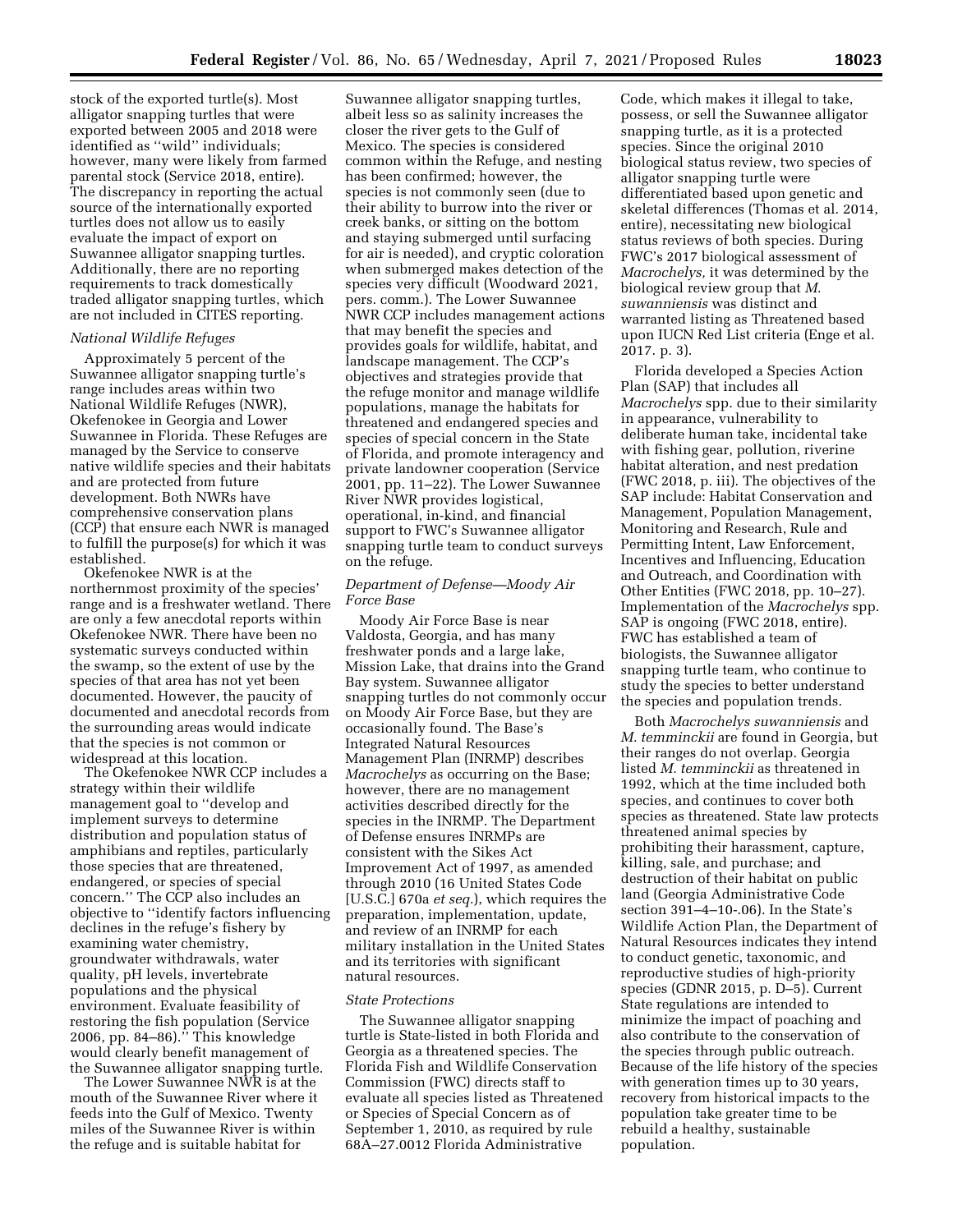stock of the exported turtle(s). Most alligator snapping turtles that were exported between 2005 and 2018 were identified as ''wild'' individuals; however, many were likely from farmed parental stock (Service 2018, entire). The discrepancy in reporting the actual source of the internationally exported turtles does not allow us to easily evaluate the impact of export on Suwannee alligator snapping turtles. Additionally, there are no reporting requirements to track domestically traded alligator snapping turtles, which are not included in CITES reporting.

*National Wildlife Refuges*

Approximately 5 percent of the Suwannee alligator snapping turtle's range includes areas within two National Wildlife Refuges (NWR), Okefenokee in Georgia and Lower Suwannee in Florida. These Refuges are managed by the Service to conserve native wildlife species and their habitats and are protected from future development. Both NWRs have comprehensive conservation plans (CCP) that ensure each NWR is managed to fulfill the purpose(s) for which it was established.

Okefenokee NWR is at the northernmost proximity of the species' range and is a freshwater wetland. There are only a few anecdotal reports within Okefenokee NWR. There have been no systematic surveys conducted within the swamp, so the extent of use by the species of that area has not yet been documented. However, the paucity of documented and anecdotal records from the surrounding areas would indicate that the species is not common or widespread at this location.

The Okefenokee NWR CCP includes a strategy within their wildlife management goal to ''develop and implement surveys to determine distribution and population status of amphibians and reptiles, particularly those species that are threatened, endangered, or species of special concern.'' The CCP also includes an objective to ''identify factors influencing declines in the refuge's fishery by examining water chemistry, groundwater withdrawals, water quality, pH levels, invertebrate populations and the physical environment. Evaluate feasibility of restoring the fish population (Service 2006, pp. 84–86).'' This knowledge would clearly benefit management of the Suwannee alligator snapping turtle.

The Lower Suwannee NWR is at the mouth of the Suwannee River where it feeds into the Gulf of Mexico. Twenty miles of the Suwannee River is within the refuge and is suitable habitat for Suwannee alligator snapping turtles, albeit less so as salinity increases the closer the river gets to the Gulf of Mexico. The species is considered common within the Refuge, and nesting has been confirmed; however, the species is not commonly seen (due to their ability to burrow into the river or creek banks, or sitting on the bottom and staying submerged until surfacing for air is needed), and cryptic coloration when submerged makes detection of the species very difficult (Woodward 2021, pers. comm.). The Lower Suwannee NWR CCP includes management actions that may benefit the species and provides goals for wildlife, habitat, and landscape management. The CCP's objectives and strategies provide that the refuge monitor and manage wildlife populations, manage the habitats for threatened and endangered species and species of special concern in the State of Florida, and promote interagency and private landowner cooperation (Service 2001, pp. 11–22). The Lower Suwannee River NWR provides logistical, operational, in-kind, and financial support to FWC's Suwannee alligator snapping turtle team to conduct surveys on the refuge.

*Department of Defense—Moody Air Force Base*

Moody Air Force Base is near Valdosta, Georgia, and has many freshwater ponds and a large lake, Mission Lake, that drains into the Grand Bay system. Suwannee alligator snapping turtles do not commonly occur on Moody Air Force Base, but they are occasionally found. The Base's Integrated Natural Resources Management Plan (INRMP) describes *Macrochelys* as occurring on the Base; however, there are no management activities described directly for the species in the INRMP. The Department of Defense ensures INRMPs are consistent with the Sikes Act Improvement Act of 1997, as amended through 2010 (16 United States Code [U.S.C.] 670a *et seq.*), which requires the preparation, implementation, update, and review of an INRMP for each military installation in the United States and its territories with significant natural resources.

*State Protections*

The Suwannee alligator snapping turtle is State-listed in both Florida and Georgia as a threatened species. The Florida Fish and Wildlife Conservation Commission (FWC) directs staff to evaluate all species listed as Threatened or Species of Special Concern as of September 1, 2010, as required by rule 68A–27.0012 Florida Administrative Code, which makes it illegal to take, possess, or sell the Suwannee alligator snapping turtle, as it is a protected species. Since the original 2010 biological status review, two species of alligator snapping turtle were differentiated based upon genetic and skeletal differences (Thomas et al. 2014, entire), necessitating new biological status reviews of both species. During FWC's 2017 biological assessment of *Macrochelys,* it was determined by the biological review group that *M. suwanniensis* was distinct and warranted listing as Threatened based upon IUCN Red List criteria (Enge et al. 2017. p. 3).

Florida developed a Species Action Plan (SAP) that includes all *Macrochelys* spp. due to their similarity in appearance, vulnerability to deliberate human take, incidental take with fishing gear, pollution, riverine habitat alteration, and nest predation (FWC 2018, p. iii). The objectives of the SAP include: Habitat Conservation and Management, Population Management, Monitoring and Research, Rule and Permitting Intent, Law Enforcement, Incentives and Influencing, Education and Outreach, and Coordination with Other Entities (FWC 2018, pp. 10–27). Implementation of the *Macrochelys* spp. SAP is ongoing (FWC 2018, entire). FWC has established a team of biologists, the Suwannee alligator snapping turtle team, who continue to study the species to better understand the species and population trends.

Both *Macrochelys suwanniensis* and *M. temminckii* are found in Georgia, but their ranges do not overlap. Georgia listed *M. temminckii* as threatened in 1992, which at the time included both species, and continues to cover both species as threatened. State law protects threatened animal species by prohibiting their harassment, capture, killing, sale, and purchase; and destruction of their habitat on public land (Georgia Administrative Code section 391–4–10-.06). In the State's Wildlife Action Plan, the Department of Natural Resources indicates they intend to conduct genetic, taxonomic, and reproductive studies of high-priority species (GDNR 2015, p. D–5). Current State regulations are intended to minimize the impact of poaching and also contribute to the conservation of the species through public outreach. Because of the life history of the species with generation times up to 30 years, recovery from historical impacts to the population take greater time to be rebuild a healthy, sustainable population.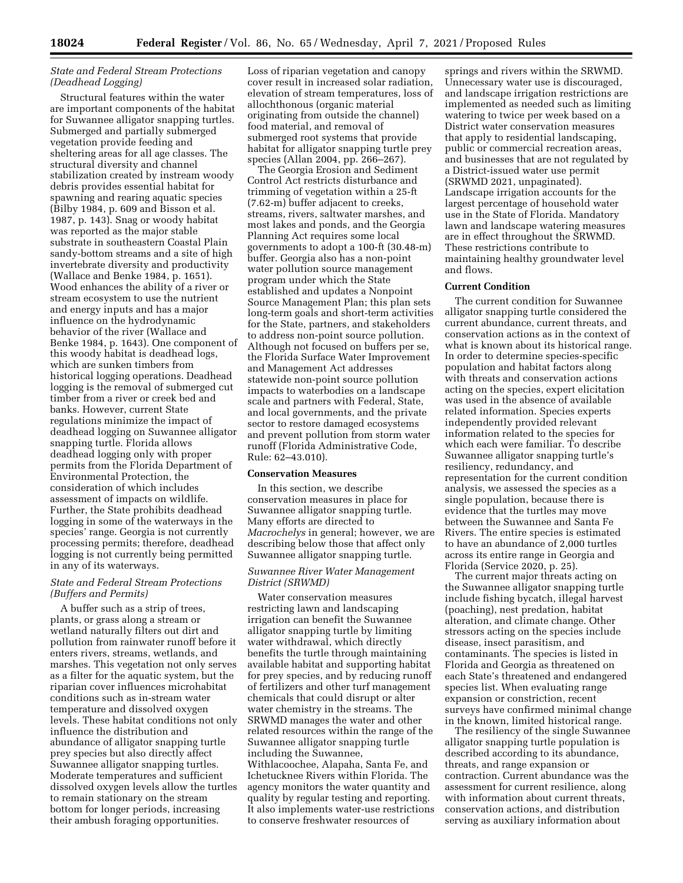### *State and Federal Stream Protections (Deadhead Logging)*

Structural features within the water are important components of the habitat for Suwannee alligator snapping turtles. Submerged and partially submerged vegetation provide feeding and sheltering areas for all age classes. The structural diversity and channel stabilization created by instream woody debris provides essential habitat for spawning and rearing aquatic species (Bilby 1984, p. 609 and Bisson et al. 1987, p. 143). Snag or woody habitat was reported as the major stable substrate in southeastern Coastal Plain sandy-bottom streams and a site of high invertebrate diversity and productivity (Wallace and Benke 1984, p. 1651). Wood enhances the ability of a river or stream ecosystem to use the nutrient and energy inputs and has a major influence on the hydrodynamic behavior of the river (Wallace and Benke 1984, p. 1643). One component of this woody habitat is deadhead logs, which are sunken timbers from historical logging operations. Deadhead logging is the removal of submerged cut timber from a river or creek bed and banks. However, current State regulations minimize the impact of deadhead logging on Suwannee alligator snapping turtle. Florida allows deadhead logging only with proper permits from the Florida Department of Environmental Protection, the consideration of which includes assessment of impacts on wildlife. Further, the State prohibits deadhead logging in some of the waterways in the species' range. Georgia is not currently processing permits; therefore, deadhead logging is not currently being permitted in any of its waterways.

### *State and Federal Stream Protections (Buffers and Permits)*

A buffer such as a strip of trees, plants, or grass along a stream or wetland naturally filters out dirt and pollution from rainwater runoff before it enters rivers, streams, wetlands, and marshes. This vegetation not only serves as a filter for the aquatic system, but the riparian cover influences microhabitat conditions such as in-stream water temperature and dissolved oxygen levels. These habitat conditions not only influence the distribution and abundance of alligator snapping turtle prey species but also directly affect Suwannee alligator snapping turtles. Moderate temperatures and sufficient dissolved oxygen levels allow the turtles to remain stationary on the stream bottom for longer periods, increasing their ambush foraging opportunities. Loss of riparian vegetation and canopy cover result in increased solar radiation, elevation of stream temperatures, loss of allochthonous (organic material originating from outside the channel) food material, and removal of submerged root systems that provide habitat for alligator snapping turtle prey species (Allan 2004, pp. 266–267).

The Georgia Erosion and Sediment Control Act restricts disturbance and trimming of vegetation within a 25-ft (7.62-m) buffer adjacent to creeks, streams, rivers, saltwater marshes, and most lakes and ponds, and the Georgia Planning Act requires some local governments to adopt a 100-ft (30.48-m) buffer. Georgia also has a non-point water pollution source management program under which the State established and updates a Nonpoint Source Management Plan; this plan sets long-term goals and short-term activities for the State, partners, and stakeholders to address non-point source pollution. Although not focused on buffers per se, the Florida Surface Water Improvement and Management Act addresses statewide non-point source pollution impacts to waterbodies on a landscape scale and partners with Federal, State, and local governments, and the private sector to restore damaged ecosystems and prevent pollution from storm water runoff (Florida Administrative Code, Rule: 62–43.010).

## Conservation Measures

In this section, we describe conservation measures in place for Suwannee alligator snapping turtle. Many efforts are directed to *Macrochelys* in general; however, we are describing below those that affect only Suwannee alligator snapping turtle.

### *Suwannee River Water Management District (SRWMD)*

Water conservation measures restricting lawn and landscaping irrigation can benefit the Suwannee alligator snapping turtle by limiting water withdrawal, which directly benefits the turtle through maintaining available habitat and supporting habitat for prey species, and by reducing runoff of fertilizers and other turf management chemicals that could disrupt or alter water chemistry in the streams. The SRWMD manages the water and other related resources within the range of the Suwannee alligator snapping turtle including the Suwannee, Withlacoochee, Alapaha, Santa Fe, and Ichetucknee Rivers within Florida. The agency monitors the water quantity and quality by regular testing and reporting. It also implements water-use restrictions to conserve freshwater resources of springs and rivers within the SRWMD. Unnecessary water use is discouraged, and landscape irrigation restrictions are implemented as needed such as limiting watering to twice per week based on a District water conservation measures that apply to residential landscaping, public or commercial recreation areas, and businesses that are not regulated by a District-issued water use permit (SRWMD 2021, unpaginated). Landscape irrigation accounts for the largest percentage of household water use in the State of Florida. Mandatory lawn and landscape watering measures are in effect throughout the SRWMD. These restrictions contribute to maintaining healthy groundwater level and flows.

## Current Condition

The current condition for Suwannee alligator snapping turtle considered the current abundance, current threats, and conservation actions as in the context of what is known about its historical range. In order to determine species-specific population and habitat factors along with threats and conservation actions acting on the species, expert elicitation was used in the absence of available related information. Species experts independently provided relevant information related to the species for which each were familiar. To describe Suwannee alligator snapping turtle's resiliency, redundancy, and representation for the current condition analysis, we assessed the species as a single population, because there is evidence that the turtles may move between the Suwannee and Santa Fe Rivers. The entire species is estimated to have an abundance of 2,000 turtles across its entire range in Georgia and Florida (Service 2020, p. 25).

The current major threats acting on the Suwannee alligator snapping turtle include fishing bycatch, illegal harvest (poaching), nest predation, habitat alteration, and climate change. Other stressors acting on the species include disease, insect parasitism, and contaminants. The species is listed in Florida and Georgia as threatened on each State's threatened and endangered species list. When evaluating range expansion or constriction, recent surveys have confirmed minimal change in the known, limited historical range.

The resiliency of the single Suwannee alligator snapping turtle population is described according to its abundance, threats, and range expansion or contraction. Current abundance was the assessment for current resilience, along with information about current threats, conservation actions, and distribution serving as auxiliary information about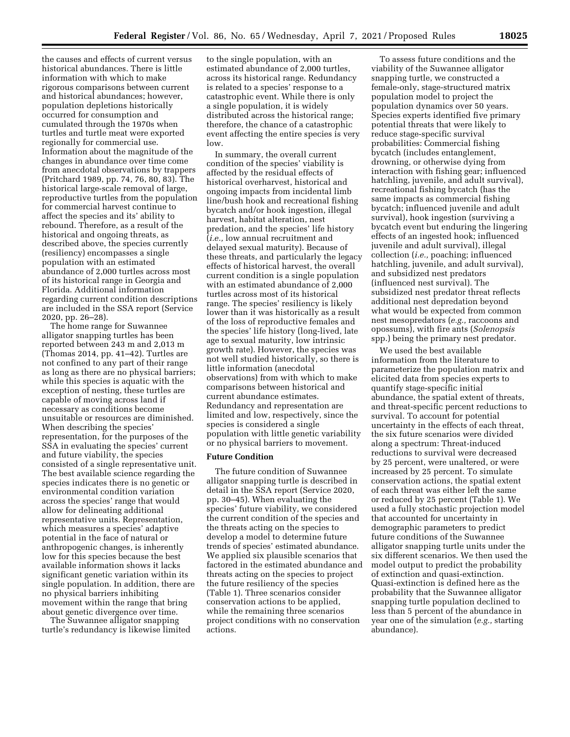the causes and effects of current versus historical abundances. There is little information with which to make rigorous comparisons between current and historical abundances; however, population depletions historically occurred for consumption and cumulated through the 1970s when turtles and turtle meat were exported regionally for commercial use. Information about the magnitude of the changes in abundance over time come from anecdotal observations by trappers (Pritchard 1989, pp. 74, 76, 80, 83). The historical large-scale removal of large, reproductive turtles from the population for commercial harvest continue to affect the species and its' ability to rebound. Therefore, as a result of the historical and ongoing threats, as described above, the species currently (resiliency) encompasses a single population with an estimated abundance of 2,000 turtles across most of its historical range in Georgia and Florida. Additional information regarding current condition descriptions are included in the SSA report (Service 2020, pp. 26–28).

The home range for Suwannee alligator snapping turtles has been reported between 243 m and 2,013 m (Thomas 2014, pp. 41–42). Turtles are not confined to any part of their range as long as there are no physical barriers; while this species is aquatic with the exception of nesting, these turtles are capable of moving across land if necessary as conditions become unsuitable or resources are diminished. When describing the species' representation, for the purposes of the SSA in evaluating the species' current and future viability, the species consisted of a single representative unit. The best available science regarding the species indicates there is no genetic or environmental condition variation across the species' range that would allow for delineating additional representative units. Representation, which measures a species' adaptive potential in the face of natural or anthropogenic changes, is inherently low for this species because the best available information shows it lacks significant genetic variation within its single population. In addition, there are no physical barriers inhibiting movement within the range that bring about genetic divergence over time.

The Suwannee alligator snapping turtle's redundancy is likewise limited to the single population, with an estimated abundance of 2,000 turtles, across its historical range. Redundancy is related to a species' response to a catastrophic event. While there is only a single population, it is widely distributed across the historical range; therefore, the chance of a catastrophic event affecting the entire species is very low.

In summary, the overall current condition of the species' viability is affected by the residual effects of historical overharvest, historical and ongoing impacts from incidental limb line/bush hook and recreational fishing bycatch and/or hook ingestion, illegal harvest, habitat alteration, nest predation, and the species' life history (*i.e.,* low annual recruitment and delayed sexual maturity). Because of these threats, and particularly the legacy effects of historical harvest, the overall current condition is a single population with an estimated abundance of 2,000 turtles across most of its historical range. The species' resiliency is likely lower than it was historically as a result of the loss of reproductive females and the species' life history (long-lived, late age to sexual maturity, low intrinsic growth rate). However, the species was not well studied historically, so there is little information (anecdotal observations) from with which to make comparisons between historical and current abundance estimates. Redundancy and representation are limited and low, respectively, since the species is considered a single population with little genetic variability or no physical barriers to movement.

### Future Condition

The future condition of Suwannee alligator snapping turtle is described in detail in the SSA report (Service 2020, pp. 30–45). When evaluating the species' future viability, we considered the current condition of the species and the threats acting on the species to develop a model to determine future trends of species' estimated abundance. We applied six plausible scenarios that factored in the estimated abundance and threats acting on the species to project the future resiliency of the species (Table 1). Three scenarios consider conservation actions to be applied, while the remaining three scenarios project conditions with no conservation actions.

To assess future conditions and the viability of the Suwannee alligator snapping turtle, we constructed a female-only, stage-structured matrix population model to project the population dynamics over 50 years. Species experts identified five primary potential threats that were likely to reduce stage-specific survival probabilities: Commercial fishing bycatch (includes entanglement, drowning, or otherwise dying from interaction with fishing gear; influenced hatchling, juvenile, and adult survival), recreational fishing bycatch (has the same impacts as commercial fishing bycatch; influenced juvenile and adult survival), hook ingestion (surviving a bycatch event but enduring the lingering effects of an ingested hook; influenced juvenile and adult survival), illegal collection (*i.e.,* poaching; influenced hatchling, juvenile, and adult survival), and subsidized nest predators (influenced nest survival). The subsidized nest predator threat reflects additional nest depredation beyond what would be expected from common nest mesopredators (*e.g.,* raccoons and opossums), with fire ants (*Solenopsis* spp.) being the primary nest predator.

We used the best available information from the literature to parameterize the population matrix and elicited data from species experts to quantify stage-specific initial abundance, the spatial extent of threats, and threat-specific percent reductions to survival. To account for potential uncertainty in the effects of each threat, the six future scenarios were divided along a spectrum: Threat-induced reductions to survival were decreased by 25 percent, were unaltered, or were increased by 25 percent. To simulate conservation actions, the spatial extent of each threat was either left the same or reduced by 25 percent (Table 1). We used a fully stochastic projection model that accounted for uncertainty in demographic parameters to predict future conditions of the Suwannee alligator snapping turtle units under the six different scenarios. We then used the model output to predict the probability of extinction and quasi-extinction. Quasi-extinction is defined here as the probability that the Suwannee alligator snapping turtle population declined to less than 5 percent of the abundance in year one of the simulation (*e.g.,* starting abundance).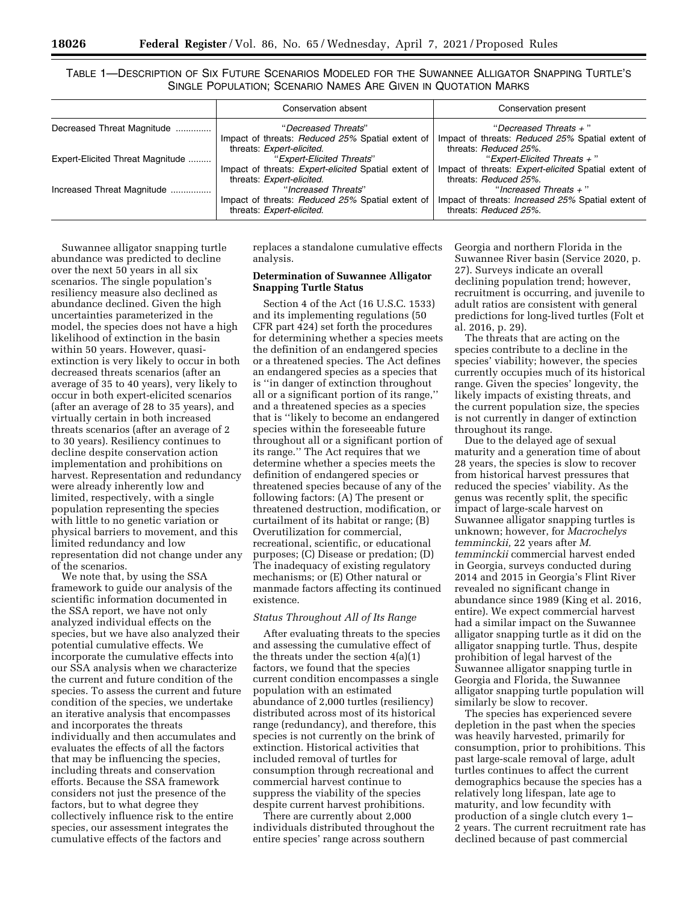TABLE 1—DESCRIPTION OF SIX FUTURE SCENARIOS MODELED FOR THE SUWANNEE ALLIGATOR SNAPPING TURTLE'S SINGLE POPULATION; SCENARIO NAMES ARE GIVEN IN QUOTATION MARKS

| | Conservation absent | Conservation present |
|---|---|---|
| Decreased Threat Magnitude | "*Decreased Threats*" Impact of threats: *Reduced 25%* Spatial extent of threats: *Expert-elicited.* | "*Decreased Threats +* " Impact of threats: *Reduced 25%* Spatial extent of threats: *Reduced 25%.* |
| Expert-Elicited Threat Magnitude | "*Expert-Elicited Threats*" Impact of threats: *Expert-elicited* Spatial extent of threats: *Expert-elicited.* | "*Expert-Elicited Threats +* " Impact of threats: *Expert-elicited* Spatial extent of threats: *Reduced 25%.* |
| Increased Threat Magnitude | "*Increased Threats*" Impact of threats: *Reduced 25%* Spatial extent of threats: *Expert-elicited.* | "*Increased Threats +* " Impact of threats: *Increased 25%* Spatial extent of threats: *Reduced 25%.* |

Suwannee alligator snapping turtle abundance was predicted to decline over the next 50 years in all six scenarios. The single population's resiliency measure also declined as abundance declined. Given the high uncertainties parameterized in the model, the species does not have a high likelihood of extinction in the basin within 50 years. However, quasi-extinction is very likely to occur in both decreased threats scenarios (after an average of 35 to 40 years), very likely to occur in both expert-elicited scenarios (after an average of 28 to 35 years), and virtually certain in both increased threats scenarios (after an average of 2 to 30 years). Resiliency continues to decline despite conservation action implementation and prohibitions on harvest. Representation and redundancy were already inherently low and limited, respectively, with a single population representing the species with little to no genetic variation or physical barriers to movement, and this limited redundancy and low representation did not change under any of the scenarios.

We note that, by using the SSA framework to guide our analysis of the scientific information documented in the SSA report, we have not only analyzed individual effects on the species, but we have also analyzed their potential cumulative effects. We incorporate the cumulative effects into our SSA analysis when we characterize the current and future condition of the species. To assess the current and future condition of the species, we undertake an iterative analysis that encompasses and incorporates the threats individually and then accumulates and evaluates the effects of all the factors that may be influencing the species, including threats and conservation efforts. Because the SSA framework considers not just the presence of the factors, but to what degree they collectively influence risk to the entire species, our assessment integrates the cumulative effects of the factors and replaces a standalone cumulative effects analysis.

## Determination of Suwannee Alligator Snapping Turtle Status

Section 4 of the Act (16 U.S.C. 1533) and its implementing regulations (50 CFR part 424) set forth the procedures for determining whether a species meets the definition of an endangered species or a threatened species. The Act defines an endangered species as a species that is "in danger of extinction throughout all or a significant portion of its range," and a threatened species as a species that is "likely to become an endangered species within the foreseeable future throughout all or a significant portion of its range." The Act requires that we determine whether a species meets the definition of endangered species or threatened species because of any of the following factors: (A) The present or threatened destruction, modification, or curtailment of its habitat or range; (B) Overutilization for commercial, recreational, scientific, or educational purposes; (C) Disease or predation; (D) The inadequacy of existing regulatory mechanisms; or (E) Other natural or manmade factors affecting its continued existence.

### *Status Throughout All of Its Range*

After evaluating threats to the species and assessing the cumulative effect of the threats under the section 4(a)(1) factors, we found that the species current condition encompasses a single population with an estimated abundance of 2,000 turtles (resiliency) distributed across most of its historical range (redundancy), and therefore, this species is not currently on the brink of extinction. Historical activities that included removal of turtles for consumption through recreational and commercial harvest continue to suppress the viability of the species despite current harvest prohibitions.

There are currently about 2,000 individuals distributed throughout the entire species' range across southern Georgia and northern Florida in the Suwannee River basin (Service 2020, p. 27). Surveys indicate an overall declining population trend; however, recruitment is occurring, and juvenile to adult ratios are consistent with general predictions for long-lived turtles (Folt et al. 2016, p. 29).

The threats that are acting on the species contribute to a decline in the species' viability; however, the species currently occupies much of its historical range. Given the species' longevity, the likely impacts of existing threats, and the current population size, the species is not currently in danger of extinction throughout its range.

Due to the delayed age of sexual maturity and a generation time of about 28 years, the species is slow to recover from historical harvest pressures that reduced the species' viability. As the genus was recently split, the specific impact of large-scale harvest on Suwannee alligator snapping turtles is unknown; however, for *Macrochelys temminckii,* 22 years after *M. temminckii* commercial harvest ended in Georgia, surveys conducted during 2014 and 2015 in Georgia's Flint River revealed no significant change in abundance since 1989 (King et al. 2016, entire). We expect commercial harvest had a similar impact on the Suwannee alligator snapping turtle as it did on the alligator snapping turtle. Thus, despite prohibition of legal harvest of the Suwannee alligator snapping turtle in Georgia and Florida, the Suwannee alligator snapping turtle population will similarly be slow to recover.

The species has experienced severe depletion in the past when the species was heavily harvested, primarily for consumption, prior to prohibitions. This past large-scale removal of large, adult turtles continues to affect the current demographics because the species has a relatively long lifespan, late age to maturity, and low fecundity with production of a single clutch every 1–2 years. The current recruitment rate has declined because of past commercial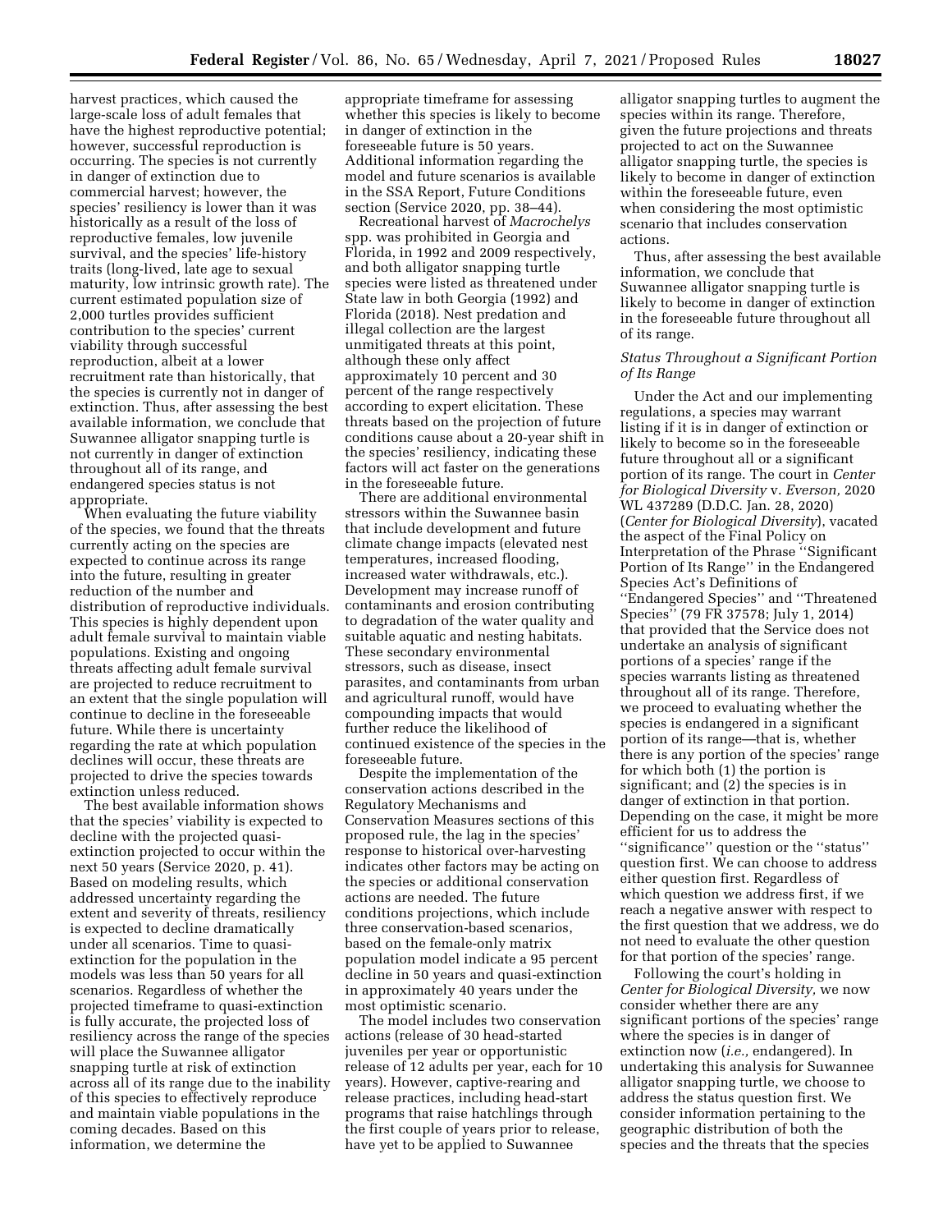harvest practices, which caused the large-scale loss of adult females that have the highest reproductive potential; however, successful reproduction is occurring. The species is not currently in danger of extinction due to commercial harvest; however, the species' resiliency is lower than it was historically as a result of the loss of reproductive females, low juvenile survival, and the species' life-history traits (long-lived, late age to sexual maturity, low intrinsic growth rate). The current estimated population size of 2,000 turtles provides sufficient contribution to the species' current viability through successful reproduction, albeit at a lower recruitment rate than historically, that the species is currently not in danger of extinction. Thus, after assessing the best available information, we conclude that Suwannee alligator snapping turtle is not currently in danger of extinction throughout all of its range, and endangered species status is not appropriate.

When evaluating the future viability of the species, we found that the threats currently acting on the species are expected to continue across its range into the future, resulting in greater reduction of the number and distribution of reproductive individuals. This species is highly dependent upon adult female survival to maintain viable populations. Existing and ongoing threats affecting adult female survival are projected to reduce recruitment to an extent that the single population will continue to decline in the foreseeable future. While there is uncertainty regarding the rate at which population declines will occur, these threats are projected to drive the species towards extinction unless reduced.

The best available information shows that the species' viability is expected to decline with the projected quasi-extinction projected to occur within the next 50 years (Service 2020, p. 41). Based on modeling results, which addressed uncertainty regarding the extent and severity of threats, resiliency is expected to decline dramatically under all scenarios. Time to quasi-extinction for the population in the models was less than 50 years for all scenarios. Regardless of whether the projected timeframe to quasi-extinction is fully accurate, the projected loss of resiliency across the range of the species will place the Suwannee alligator snapping turtle at risk of extinction across all of its range due to the inability of this species to effectively reproduce and maintain viable populations in the coming decades. Based on this information, we determine the appropriate timeframe for assessing whether this species is likely to become in danger of extinction in the foreseeable future is 50 years. Additional information regarding the model and future scenarios is available in the SSA Report, Future Conditions section (Service 2020, pp. 38–44).

Recreational harvest of *Macrochelys* spp. was prohibited in Georgia and Florida, in 1992 and 2009 respectively, and both alligator snapping turtle species were listed as threatened under State law in both Georgia (1992) and Florida (2018). Nest predation and illegal collection are the largest unmitigated threats at this point, although these only affect approximately 10 percent and 30 percent of the range respectively according to expert elicitation. These threats based on the projection of future conditions cause about a 20-year shift in the species' resiliency, indicating these factors will act faster on the generations in the foreseeable future.

There are additional environmental stressors within the Suwannee basin that include development and future climate change impacts (elevated nest temperatures, increased flooding, increased water withdrawals, etc.). Development may increase runoff of contaminants and erosion contributing to degradation of the water quality and suitable aquatic and nesting habitats. These secondary environmental stressors, such as disease, insect parasites, and contaminants from urban and agricultural runoff, would have compounding impacts that would further reduce the likelihood of continued existence of the species in the foreseeable future.

Despite the implementation of the conservation actions described in the Regulatory Mechanisms and Conservation Measures sections of this proposed rule, the lag in the species' response to historical over-harvesting indicates other factors may be acting on the species or additional conservation actions are needed. The future conditions projections, which include three conservation-based scenarios, based on the female-only matrix population model indicate a 95 percent decline in 50 years and quasi-extinction in approximately 40 years under the most optimistic scenario.

The model includes two conservation actions (release of 30 head-started juveniles per year or opportunistic release of 12 adults per year, each for 10 years). However, captive-rearing and release practices, including head-start programs that raise hatchlings through the first couple of years prior to release, have yet to be applied to Suwannee alligator snapping turtles to augment the species within its range. Therefore, given the future projections and threats projected to act on the Suwannee alligator snapping turtle, the species is likely to become in danger of extinction within the foreseeable future, even when considering the most optimistic scenario that includes conservation actions.

Thus, after assessing the best available information, we conclude that Suwannee alligator snapping turtle is likely to become in danger of extinction in the foreseeable future throughout all of its range.

### *Status Throughout a Significant Portion of Its Range*

Under the Act and our implementing regulations, a species may warrant listing if it is in danger of extinction or likely to become so in the foreseeable future throughout all or a significant portion of its range. The court in *Center for Biological Diversity* v. *Everson,* 2020 WL 437289 (D.D.C. Jan. 28, 2020) (*Center for Biological Diversity*), vacated the aspect of the Final Policy on Interpretation of the Phrase "Significant Portion of Its Range" in the Endangered Species Act's Definitions of "Endangered Species" and "Threatened Species" (79 FR 37578; July 1, 2014) that provided that the Service does not undertake an analysis of significant portions of a species' range if the species warrants listing as threatened throughout all of its range. Therefore, we proceed to evaluating whether the species is endangered in a significant portion of its range—that is, whether there is any portion of the species' range for which both (1) the portion is significant; and (2) the species is in danger of extinction in that portion. Depending on the case, it might be more efficient for us to address the "significance" question or the "status" question first. We can choose to address either question first. Regardless of which question we address first, if we reach a negative answer with respect to the first question that we address, we do not need to evaluate the other question for that portion of the species' range.

Following the court's holding in *Center for Biological Diversity,* we now consider whether there are any significant portions of the species' range where the species is in danger of extinction now (*i.e.,* endangered). In undertaking this analysis for Suwannee alligator snapping turtle, we choose to address the status question first. We consider information pertaining to the geographic distribution of both the species and the threats that the species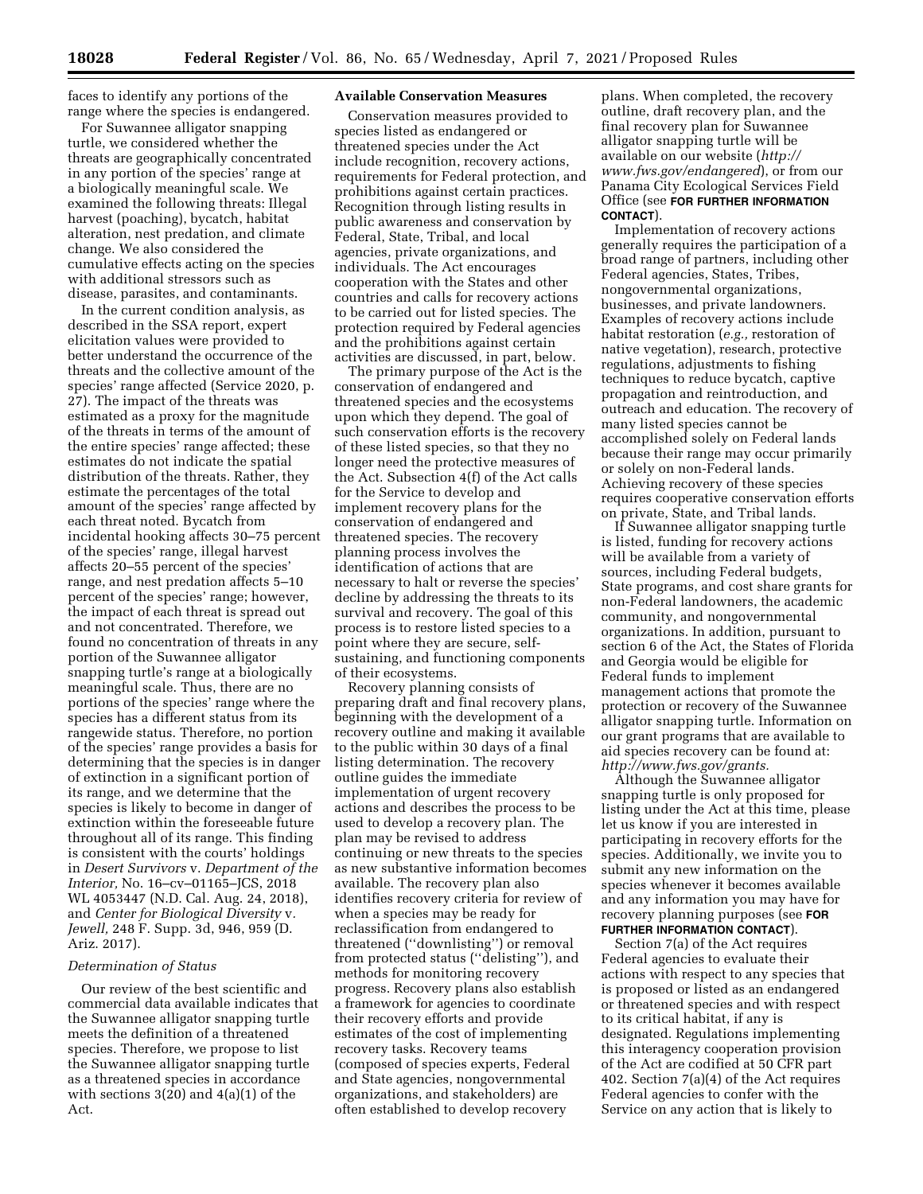faces to identify any portions of the range where the species is endangered.

For Suwannee alligator snapping turtle, we considered whether the threats are geographically concentrated in any portion of the species' range at a biologically meaningful scale. We examined the following threats: Illegal harvest (poaching), bycatch, habitat alteration, nest predation, and climate change. We also considered the cumulative effects acting on the species with additional stressors such as disease, parasites, and contaminants.

In the current condition analysis, as described in the SSA report, expert elicitation values were provided to better understand the occurrence of the threats and the collective amount of the species' range affected (Service 2020, p. 27). The impact of the threats was estimated as a proxy for the magnitude of the threats in terms of the amount of the entire species' range affected; these estimates do not indicate the spatial distribution of the threats. Rather, they estimate the percentages of the total amount of the species' range affected by each threat noted. Bycatch from incidental hooking affects 30–75 percent of the species' range, illegal harvest affects 20–55 percent of the species' range, and nest predation affects 5–10 percent of the species' range; however, the impact of each threat is spread out and not concentrated. Therefore, we found no concentration of threats in any portion of the Suwannee alligator snapping turtle's range at a biologically meaningful scale. Thus, there are no portions of the species' range where the species has a different status from its rangewide status. Therefore, no portion of the species' range provides a basis for determining that the species is in danger of extinction in a significant portion of its range, and we determine that the species is likely to become in danger of extinction within the foreseeable future throughout all of its range. This finding is consistent with the courts' holdings in *Desert Survivors* v. *Department of the Interior,* No. 16–cv–01165–JCS, 2018 WL 4053447 (N.D. Cal. Aug. 24, 2018), and *Center for Biological Diversity* v. *Jewell,* 248 F. Supp. 3d, 946, 959 (D. Ariz. 2017).

### *Determination of Status*

Our review of the best scientific and commercial data available indicates that the Suwannee alligator snapping turtle meets the definition of a threatened species. Therefore, we propose to list the Suwannee alligator snapping turtle as a threatened species in accordance with sections 3(20) and 4(a)(1) of the Act.

## Available Conservation Measures

Conservation measures provided to species listed as endangered or threatened species under the Act include recognition, recovery actions, requirements for Federal protection, and prohibitions against certain practices. Recognition through listing results in public awareness and conservation by Federal, State, Tribal, and local agencies, private organizations, and individuals. The Act encourages cooperation with the States and other countries and calls for recovery actions to be carried out for listed species. The protection required by Federal agencies and the prohibitions against certain activities are discussed, in part, below.

The primary purpose of the Act is the conservation of endangered and threatened species and the ecosystems upon which they depend. The goal of such conservation efforts is the recovery of these listed species, so that they no longer need the protective measures of the Act. Subsection 4(f) of the Act calls for the Service to develop and implement recovery plans for the conservation of endangered and threatened species. The recovery planning process involves the identification of actions that are necessary to halt or reverse the species' decline by addressing the threats to its survival and recovery. The goal of this process is to restore listed species to a point where they are secure, self-sustaining, and functioning components of their ecosystems.

Recovery planning consists of preparing draft and final recovery plans, beginning with the development of a recovery outline and making it available to the public within 30 days of a final listing determination. The recovery outline guides the immediate implementation of urgent recovery actions and describes the process to be used to develop a recovery plan. The plan may be revised to address continuing or new threats to the species as new substantive information becomes available. The recovery plan also identifies recovery criteria for review of when a species may be ready for reclassification from endangered to threatened (''downlisting'') or removal from protected status (''delisting''), and methods for monitoring recovery progress. Recovery plans also establish a framework for agencies to coordinate their recovery efforts and provide estimates of the cost of implementing recovery tasks. Recovery teams (composed of species experts, Federal and State agencies, nongovernmental organizations, and stakeholders) are often established to develop recovery plans. When completed, the recovery outline, draft recovery plan, and the final recovery plan for Suwannee alligator snapping turtle will be available on our website (*http://www.fws.gov/endangered*), or from our Panama City Ecological Services Field Office (see **FOR FURTHER INFORMATION CONTACT**).

Implementation of recovery actions generally requires the participation of a broad range of partners, including other Federal agencies, States, Tribes, nongovernmental organizations, businesses, and private landowners. Examples of recovery actions include habitat restoration (*e.g.,* restoration of native vegetation), research, protective regulations, adjustments to fishing techniques to reduce bycatch, captive propagation and reintroduction, and outreach and education. The recovery of many listed species cannot be accomplished solely on Federal lands because their range may occur primarily or solely on non-Federal lands. Achieving recovery of these species requires cooperative conservation efforts on private, State, and Tribal lands.

If Suwannee alligator snapping turtle is listed, funding for recovery actions will be available from a variety of sources, including Federal budgets, State programs, and cost share grants for non-Federal landowners, the academic community, and nongovernmental organizations. In addition, pursuant to section 6 of the Act, the States of Florida and Georgia would be eligible for Federal funds to implement management actions that promote the protection or recovery of the Suwannee alligator snapping turtle. Information on our grant programs that are available to aid species recovery can be found at: *http://www.fws.gov/grants.*

Although the Suwannee alligator snapping turtle is only proposed for listing under the Act at this time, please let us know if you are interested in participating in recovery efforts for the species. Additionally, we invite you to submit any new information on the species whenever it becomes available and any information you may have for recovery planning purposes (see **FOR FURTHER INFORMATION CONTACT**).

Section 7(a) of the Act requires Federal agencies to evaluate their actions with respect to any species that is proposed or listed as an endangered or threatened species and with respect to its critical habitat, if any is designated. Regulations implementing this interagency cooperation provision of the Act are codified at 50 CFR part 402. Section 7(a)(4) of the Act requires Federal agencies to confer with the Service on any action that is likely to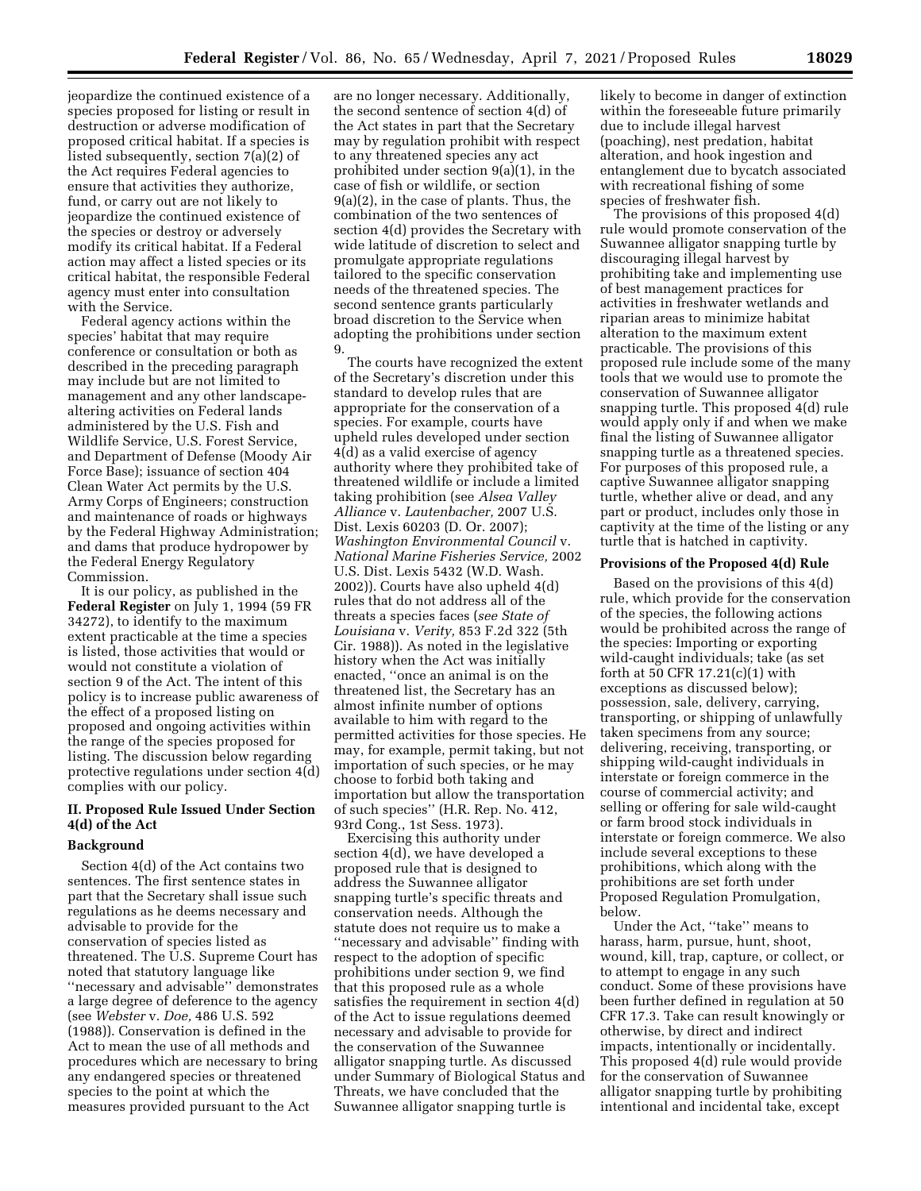jeopardize the continued existence of a species proposed for listing or result in destruction or adverse modification of proposed critical habitat. If a species is listed subsequently, section 7(a)(2) of the Act requires Federal agencies to ensure that activities they authorize, fund, or carry out are not likely to jeopardize the continued existence of the species or destroy or adversely modify its critical habitat. If a Federal action may affect a listed species or its critical habitat, the responsible Federal agency must enter into consultation with the Service.

Federal agency actions within the species' habitat that may require conference or consultation or both as described in the preceding paragraph may include but are not limited to management and any other landscape-altering activities on Federal lands administered by the U.S. Fish and Wildlife Service, U.S. Forest Service, and Department of Defense (Moody Air Force Base); issuance of section 404 Clean Water Act permits by the U.S. Army Corps of Engineers; construction and maintenance of roads or highways by the Federal Highway Administration; and dams that produce hydropower by the Federal Energy Regulatory Commission.

It is our policy, as published in the **Federal Register** on July 1, 1994 (59 FR 34272), to identify to the maximum extent practicable at the time a species is listed, those activities that would or would not constitute a violation of section 9 of the Act. The intent of this policy is to increase public awareness of the effect of a proposed listing on proposed and ongoing activities within the range of the species proposed for listing. The discussion below regarding protective regulations under section 4(d) complies with our policy.

## II. Proposed Rule Issued Under Section 4(d) of the Act

### Background

Section 4(d) of the Act contains two sentences. The first sentence states in part that the Secretary shall issue such regulations as he deems necessary and advisable to provide for the conservation of species listed as threatened. The U.S. Supreme Court has noted that statutory language like ''necessary and advisable'' demonstrates a large degree of deference to the agency (see *Webster* v. *Doe,* 486 U.S. 592 (1988)). Conservation is defined in the Act to mean the use of all methods and procedures which are necessary to bring any endangered species or threatened species to the point at which the measures provided pursuant to the Act are no longer necessary. Additionally, the second sentence of section 4(d) of the Act states in part that the Secretary may by regulation prohibit with respect to any threatened species any act prohibited under section 9(a)(1), in the case of fish or wildlife, or section 9(a)(2), in the case of plants. Thus, the combination of the two sentences of section 4(d) provides the Secretary with wide latitude of discretion to select and promulgate appropriate regulations tailored to the specific conservation needs of the threatened species. The second sentence grants particularly broad discretion to the Service when adopting the prohibitions under section 9.

The courts have recognized the extent of the Secretary's discretion under this standard to develop rules that are appropriate for the conservation of a species. For example, courts have upheld rules developed under section 4(d) as a valid exercise of agency authority where they prohibited take of threatened wildlife or include a limited taking prohibition (see *Alsea Valley Alliance* v. *Lautenbacher,* 2007 U.S. Dist. Lexis 60203 (D. Or. 2007); *Washington Environmental Council* v. *National Marine Fisheries Service,* 2002 U.S. Dist. Lexis 5432 (W.D. Wash. 2002)). Courts have also upheld 4(d) rules that do not address all of the threats a species faces (*see State of Louisiana* v. *Verity,* 853 F.2d 322 (5th Cir. 1988)). As noted in the legislative history when the Act was initially enacted, ''once an animal is on the threatened list, the Secretary has an almost infinite number of options available to him with regard to the permitted activities for those species. He may, for example, permit taking, but not importation of such species, or he may choose to forbid both taking and importation but allow the transportation of such species'' (H.R. Rep. No. 412, 93rd Cong., 1st Sess. 1973).

Exercising this authority under section 4(d), we have developed a proposed rule that is designed to address the Suwannee alligator snapping turtle's specific threats and conservation needs. Although the statute does not require us to make a ''necessary and advisable'' finding with respect to the adoption of specific prohibitions under section 9, we find that this proposed rule as a whole satisfies the requirement in section 4(d) of the Act to issue regulations deemed necessary and advisable to provide for the conservation of the Suwannee alligator snapping turtle. As discussed under Summary of Biological Status and Threats, we have concluded that the Suwannee alligator snapping turtle is likely to become in danger of extinction within the foreseeable future primarily due to include illegal harvest (poaching), nest predation, habitat alteration, and hook ingestion and entanglement due to bycatch associated with recreational fishing of some species of freshwater fish.

The provisions of this proposed 4(d) rule would promote conservation of the Suwannee alligator snapping turtle by discouraging illegal harvest by prohibiting take and implementing use of best management practices for activities in freshwater wetlands and riparian areas to minimize habitat alteration to the maximum extent practicable. The provisions of this proposed rule include some of the many tools that we would use to promote the conservation of Suwannee alligator snapping turtle. This proposed 4(d) rule would apply only if and when we make final the listing of Suwannee alligator snapping turtle as a threatened species. For purposes of this proposed rule, a captive Suwannee alligator snapping turtle, whether alive or dead, and any part or product, includes only those in captivity at the time of the listing or any turtle that is hatched in captivity.

### Provisions of the Proposed 4(d) Rule

Based on the provisions of this 4(d) rule, which provide for the conservation of the species, the following actions would be prohibited across the range of the species: Importing or exporting wild-caught individuals; take (as set forth at 50 CFR 17.21(c)(1) with exceptions as discussed below); possession, sale, delivery, carrying, transporting, or shipping of unlawfully taken specimens from any source; delivering, receiving, transporting, or shipping wild-caught individuals in interstate or foreign commerce in the course of commercial activity; and selling or offering for sale wild-caught or farm brood stock individuals in interstate or foreign commerce. We also include several exceptions to these prohibitions, which along with the prohibitions are set forth under Proposed Regulation Promulgation, below.

Under the Act, ''take'' means to harass, harm, pursue, hunt, shoot, wound, kill, trap, capture, or collect, or to attempt to engage in any such conduct. Some of these provisions have been further defined in regulation at 50 CFR 17.3. Take can result knowingly or otherwise, by direct and indirect impacts, intentionally or incidentally. This proposed 4(d) rule would provide for the conservation of Suwannee alligator snapping turtle by prohibiting intentional and incidental take, except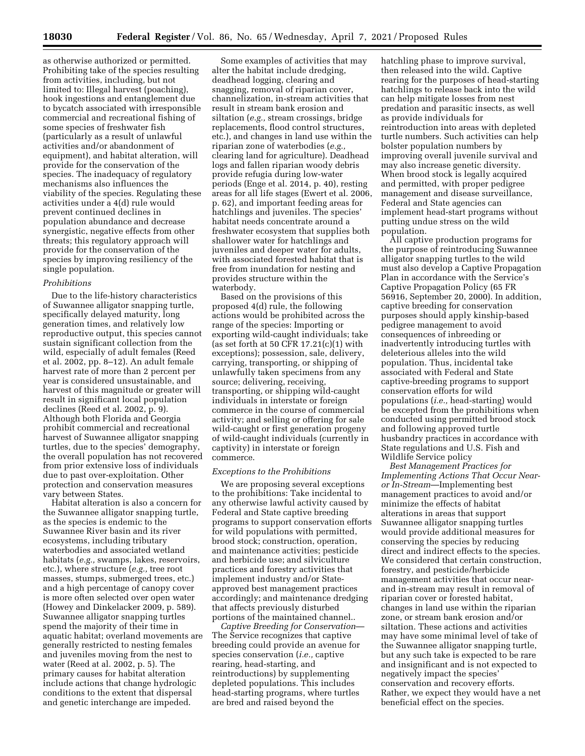as otherwise authorized or permitted. Prohibiting take of the species resulting from activities, including, but not limited to: Illegal harvest (poaching), hook ingestions and entanglement due to bycatch associated with irresponsible commercial and recreational fishing of some species of freshwater fish (particularly as a result of unlawful activities and/or abandonment of equipment), and habitat alteration, will provide for the conservation of the species. The inadequacy of regulatory mechanisms also influences the viability of the species. Regulating these activities under a 4(d) rule would prevent continued declines in population abundance and decrease synergistic, negative effects from other threats; this regulatory approach will provide for the conservation of the species by improving resiliency of the single population.

*Prohibitions*

Due to the life-history characteristics of Suwannee alligator snapping turtle, specifically delayed maturity, long generation times, and relatively low reproductive output, this species cannot sustain significant collection from the wild, especially of adult females (Reed et al. 2002, pp. 8–12). An adult female harvest rate of more than 2 percent per year is considered unsustainable, and harvest of this magnitude or greater will result in significant local population declines (Reed et al. 2002, p. 9). Although both Florida and Georgia prohibit commercial and recreational harvest of Suwannee alligator snapping turtles, due to the species' demography, the overall population has not recovered from prior extensive loss of individuals due to past over-exploitation. Other protection and conservation measures vary between States.

Habitat alteration is also a concern for the Suwannee alligator snapping turtle, as the species is endemic to the Suwannee River basin and its river ecosystems, including tributary waterbodies and associated wetland habitats (*e.g.,* swamps, lakes, reservoirs, etc.), where structure (*e.g.,* tree root masses, stumps, submerged trees, etc.) and a high percentage of canopy cover is more often selected over open water (Howey and Dinkelacker 2009, p. 589). Suwannee alligator snapping turtles spend the majority of their time in aquatic habitat; overland movements are generally restricted to nesting females and juveniles moving from the nest to water (Reed at al. 2002, p. 5). The primary causes for habitat alteration include actions that change hydrologic conditions to the extent that dispersal and genetic interchange are impeded.

Some examples of activities that may alter the habitat include dredging, deadhead logging, clearing and snagging, removal of riparian cover, channelization, in-stream activities that result in stream bank erosion and siltation (*e.g.,* stream crossings, bridge replacements, flood control structures, etc.), and changes in land use within the riparian zone of waterbodies (*e.g.,* clearing land for agriculture). Deadhead logs and fallen riparian woody debris provide refugia during low-water periods (Enge et al. 2014, p. 40), resting areas for all life stages (Ewert et al. 2006, p. 62), and important feeding areas for hatchlings and juveniles. The species' habitat needs concentrate around a freshwater ecosystem that supplies both shallower water for hatchlings and juveniles and deeper water for adults, with associated forested habitat that is free from inundation for nesting and provides structure within the waterbody.

Based on the provisions of this proposed 4(d) rule, the following actions would be prohibited across the range of the species: Importing or exporting wild-caught individuals; take (as set forth at 50 CFR 17.21(c)(1) with exceptions); possession, sale, delivery, carrying, transporting, or shipping of unlawfully taken specimens from any source; delivering, receiving, transporting, or shipping wild-caught individuals in interstate or foreign commerce in the course of commercial activity; and selling or offering for sale wild-caught or first generation progeny of wild-caught individuals (currently in captivity) in interstate or foreign commerce.

*Exceptions to the Prohibitions*

We are proposing several exceptions to the prohibitions: Take incidental to any otherwise lawful activity caused by Federal and State captive breeding programs to support conservation efforts for wild populations with permitted, brood stock; construction, operation, and maintenance activities; pesticide and herbicide use; and silviculture practices and forestry activities that implement industry and/or State-approved best management practices accordingly; and maintenance dredging that affects previously disturbed portions of the maintained channel..

*Captive Breeding for Conservation*—The Service recognizes that captive breeding could provide an avenue for species conservation (*i.e.,* captive rearing, head-starting, and reintroductions) by supplementing depleted populations. This includes head-starting programs, where turtles are bred and raised beyond the hatchling phase to improve survival, then released into the wild. Captive rearing for the purposes of head-starting hatchlings to release back into the wild can help mitigate losses from nest predation and parasitic insects, as well as provide individuals for reintroduction into areas with depleted turtle numbers. Such activities can help bolster population numbers by improving overall juvenile survival and may also increase genetic diversity. When brood stock is legally acquired and permitted, with proper pedigree management and disease surveillance, Federal and State agencies can implement head-start programs without putting undue stress on the wild population.

All captive production programs for the purpose of reintroducing Suwannee alligator snapping turtles to the wild must also develop a Captive Propagation Plan in accordance with the Service's Captive Propagation Policy (65 FR 56916, September 20, 2000). In addition, captive breeding for conservation purposes should apply kinship-based pedigree management to avoid consequences of inbreeding or inadvertently introducing turtles with deleterious alleles into the wild population. Thus, incidental take associated with Federal and State captive-breeding programs to support conservation efforts for wild populations (*i.e.,* head-starting) would be excepted from the prohibitions when conducted using permitted brood stock and following approved turtle husbandry practices in accordance with State regulations and U.S. Fish and Wildlife Service policy

*Best Management Practices for Implementing Actions That Occur Near- or In-Stream*—Implementing best management practices to avoid and/or minimize the effects of habitat alterations in areas that support Suwannee alligator snapping turtles would provide additional measures for conserving the species by reducing direct and indirect effects to the species. We considered that certain construction, forestry, and pesticide/herbicide management activities that occur near- and in-stream may result in removal of riparian cover or forested habitat, changes in land use within the riparian zone, or stream bank erosion and/or siltation. These actions and activities may have some minimal level of take of the Suwannee alligator snapping turtle, but any such take is expected to be rare and insignificant and is not expected to negatively impact the species' conservation and recovery efforts. Rather, we expect they would have a net beneficial effect on the species.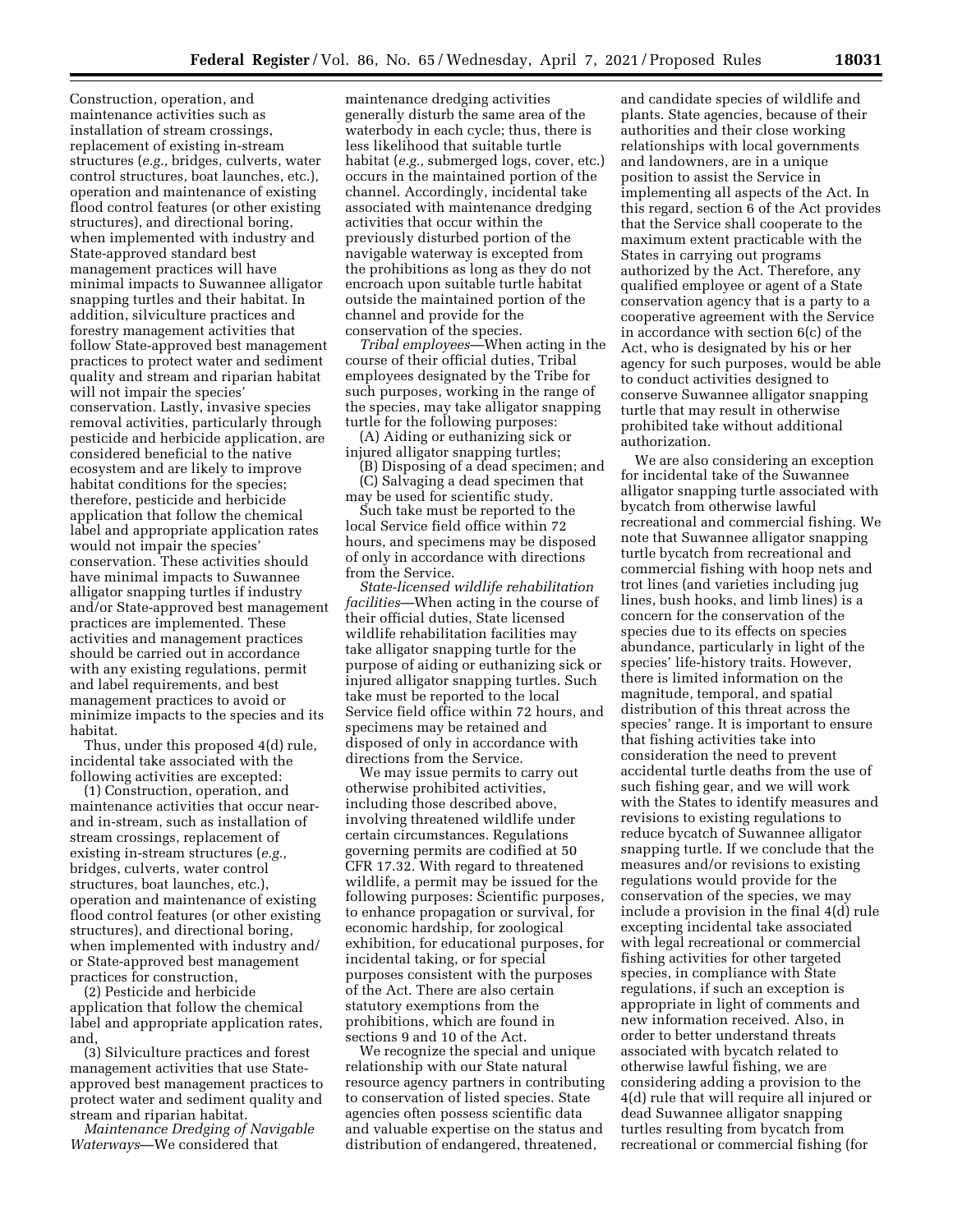Construction, operation, and maintenance activities such as installation of stream crossings, replacement of existing in-stream structures (*e.g.,* bridges, culverts, water control structures, boat launches, etc.), operation and maintenance of existing flood control features (or other existing structures), and directional boring, when implemented with industry and State-approved standard best management practices will have minimal impacts to Suwannee alligator snapping turtles and their habitat. In addition, silviculture practices and forestry management activities that follow State-approved best management practices to protect water and sediment quality and stream and riparian habitat will not impair the species' conservation. Lastly, invasive species removal activities, particularly through pesticide and herbicide application, are considered beneficial to the native ecosystem and are likely to improve habitat conditions for the species; therefore, pesticide and herbicide application that follow the chemical label and appropriate application rates would not impair the species' conservation. These activities should have minimal impacts to Suwannee alligator snapping turtles if industry and/or State-approved best management practices are implemented. These activities and management practices should be carried out in accordance with any existing regulations, permit and label requirements, and best management practices to avoid or minimize impacts to the species and its habitat.

Thus, under this proposed 4(d) rule, incidental take associated with the following activities are excepted:

(1) Construction, operation, and maintenance activities that occur near- and in-stream, such as installation of stream crossings, replacement of existing in-stream structures (*e.g.,* bridges, culverts, water control structures, boat launches, etc.), operation and maintenance of existing flood control features (or other existing structures), and directional boring, when implemented with industry and/or State-approved best management practices for construction,

(2) Pesticide and herbicide application that follow the chemical label and appropriate application rates, and,

(3) Silviculture practices and forest management activities that use State-approved best management practices to protect water and sediment quality and stream and riparian habitat.

*Maintenance Dredging of Navigable Waterways*—We considered that maintenance dredging activities generally disturb the same area of the waterbody in each cycle; thus, there is less likelihood that suitable turtle habitat (*e.g.,* submerged logs, cover, etc.) occurs in the maintained portion of the channel. Accordingly, incidental take associated with maintenance dredging activities that occur within the previously disturbed portion of the navigable waterway is excepted from the prohibitions as long as they do not encroach upon suitable turtle habitat outside the maintained portion of the channel and provide for the conservation of the species.

*Tribal employees*—When acting in the course of their official duties, Tribal employees designated by the Tribe for such purposes, working in the range of the species, may take alligator snapping turtle for the following purposes:

(A) Aiding or euthanizing sick or injured alligator snapping turtles;

(B) Disposing of a dead specimen; and

(C) Salvaging a dead specimen that may be used for scientific study.

Such take must be reported to the local Service field office within 72 hours, and specimens may be disposed of only in accordance with directions from the Service.

*State-licensed wildlife rehabilitation facilities*—When acting in the course of their official duties, State licensed wildlife rehabilitation facilities may take alligator snapping turtle for the purpose of aiding or euthanizing sick or injured alligator snapping turtles. Such take must be reported to the local Service field office within 72 hours, and specimens may be retained and disposed of only in accordance with directions from the Service.

We may issue permits to carry out otherwise prohibited activities, including those described above, involving threatened wildlife under certain circumstances. Regulations governing permits are codified at 50 CFR 17.32. With regard to threatened wildlife, a permit may be issued for the following purposes: Scientific purposes, to enhance propagation or survival, for economic hardship, for zoological exhibition, for educational purposes, for incidental taking, or for special purposes consistent with the purposes of the Act. There are also certain statutory exemptions from the prohibitions, which are found in sections 9 and 10 of the Act.

We recognize the special and unique relationship with our State natural resource agency partners in contributing to conservation of listed species. State agencies often possess scientific data and valuable expertise on the status and distribution of endangered, threatened, and candidate species of wildlife and plants. State agencies, because of their authorities and their close working relationships with local governments and landowners, are in a unique position to assist the Service in implementing all aspects of the Act. In this regard, section 6 of the Act provides that the Service shall cooperate to the maximum extent practicable with the States in carrying out programs authorized by the Act. Therefore, any qualified employee or agent of a State conservation agency that is a party to a cooperative agreement with the Service in accordance with section 6(c) of the Act, who is designated by his or her agency for such purposes, would be able to conduct activities designed to conserve Suwannee alligator snapping turtle that may result in otherwise prohibited take without additional authorization.

We are also considering an exception for incidental take of the Suwannee alligator snapping turtle associated with bycatch from otherwise lawful recreational and commercial fishing. We note that Suwannee alligator snapping turtle bycatch from recreational and commercial fishing with hoop nets and trot lines (and varieties including jug lines, bush hooks, and limb lines) is a concern for the conservation of the species due to its effects on species abundance, particularly in light of the species' life-history traits. However, there is limited information on the magnitude, temporal, and spatial distribution of this threat across the species' range. It is important to ensure that fishing activities take into consideration the need to prevent accidental turtle deaths from the use of such fishing gear, and we will work with the States to identify measures and revisions to existing regulations to reduce bycatch of Suwannee alligator snapping turtle. If we conclude that the measures and/or revisions to existing regulations would provide for the conservation of the species, we may include a provision in the final 4(d) rule excepting incidental take associated with legal recreational or commercial fishing activities for other targeted species, in compliance with State regulations, if such an exception is appropriate in light of comments and new information received. Also, in order to better understand threats associated with bycatch related to otherwise lawful fishing, we are considering adding a provision to the 4(d) rule that will require all injured or dead Suwannee alligator snapping turtles resulting from bycatch from recreational or commercial fishing (for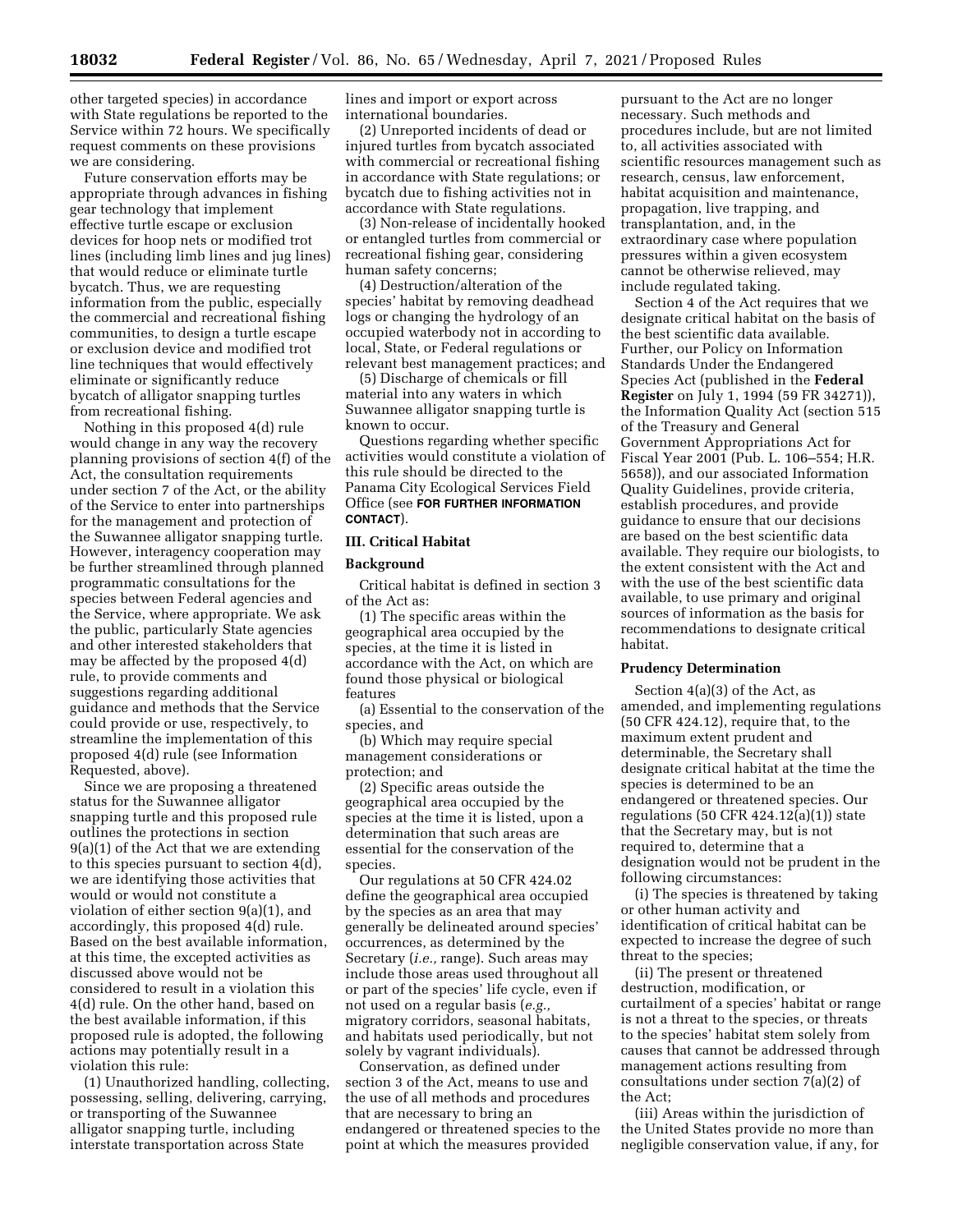other targeted species) in accordance with State regulations be reported to the Service within 72 hours. We specifically request comments on these provisions we are considering.

Future conservation efforts may be appropriate through advances in fishing gear technology that implement effective turtle escape or exclusion devices for hoop nets or modified trot lines (including limb lines and jug lines) that would reduce or eliminate turtle bycatch. Thus, we are requesting information from the public, especially the commercial and recreational fishing communities, to design a turtle escape or exclusion device and modified trot line techniques that would effectively eliminate or significantly reduce bycatch of alligator snapping turtles from recreational fishing.

Nothing in this proposed 4(d) rule would change in any way the recovery planning provisions of section 4(f) of the Act, the consultation requirements under section 7 of the Act, or the ability of the Service to enter into partnerships for the management and protection of the Suwannee alligator snapping turtle. However, interagency cooperation may be further streamlined through planned programmatic consultations for the species between Federal agencies and the Service, where appropriate. We ask the public, particularly State agencies and other interested stakeholders that may be affected by the proposed 4(d) rule, to provide comments and suggestions regarding additional guidance and methods that the Service could provide or use, respectively, to streamline the implementation of this proposed 4(d) rule (see Information Requested, above).

Since we are proposing a threatened status for the Suwannee alligator snapping turtle and this proposed rule outlines the protections in section 9(a)(1) of the Act that we are extending to this species pursuant to section 4(d), we are identifying those activities that would or would not constitute a violation of either section 9(a)(1), and accordingly, this proposed 4(d) rule. Based on the best available information, at this time, the excepted activities as discussed above would not be considered to result in a violation this 4(d) rule. On the other hand, based on the best available information, if this proposed rule is adopted, the following actions may potentially result in a violation this rule:

(1) Unauthorized handling, collecting, possessing, selling, delivering, carrying, or transporting of the Suwannee alligator snapping turtle, including interstate transportation across State lines and import or export across international boundaries.

(2) Unreported incidents of dead or injured turtles from bycatch associated with commercial or recreational fishing in accordance with State regulations; or bycatch due to fishing activities not in accordance with State regulations.

(3) Non-release of incidentally hooked or entangled turtles from commercial or recreational fishing gear, considering human safety concerns;

(4) Destruction/alteration of the species' habitat by removing deadhead logs or changing the hydrology of an occupied waterbody not in according to local, State, or Federal regulations or relevant best management practices; and

(5) Discharge of chemicals or fill material into any waters in which Suwannee alligator snapping turtle is known to occur.

Questions regarding whether specific activities would constitute a violation of this rule should be directed to the Panama City Ecological Services Field Office (see **FOR FURTHER INFORMATION CONTACT**).

## III. Critical Habitat

### Background

Critical habitat is defined in section 3 of the Act as:

(1) The specific areas within the geographical area occupied by the species, at the time it is listed in accordance with the Act, on which are found those physical or biological features

(a) Essential to the conservation of the species, and

(b) Which may require special management considerations or protection; and

(2) Specific areas outside the geographical area occupied by the species at the time it is listed, upon a determination that such areas are essential for the conservation of the species.

Our regulations at 50 CFR 424.02 define the geographical area occupied by the species as an area that may generally be delineated around species' occurrences, as determined by the Secretary (*i.e.,* range). Such areas may include those areas used throughout all or part of the species' life cycle, even if not used on a regular basis (*e.g.,* migratory corridors, seasonal habitats, and habitats used periodically, but not solely by vagrant individuals).

Conservation, as defined under section 3 of the Act, means to use and the use of all methods and procedures that are necessary to bring an endangered or threatened species to the point at which the measures provided pursuant to the Act are no longer necessary. Such methods and procedures include, but are not limited to, all activities associated with scientific resources management such as research, census, law enforcement, habitat acquisition and maintenance, propagation, live trapping, and transplantation, and, in the extraordinary case where population pressures within a given ecosystem cannot be otherwise relieved, may include regulated taking.

Section 4 of the Act requires that we designate critical habitat on the basis of the best scientific data available. Further, our Policy on Information Standards Under the Endangered Species Act (published in the **Federal Register** on July 1, 1994 (59 FR 34271)), the Information Quality Act (section 515 of the Treasury and General Government Appropriations Act for Fiscal Year 2001 (Pub. L. 106–554; H.R. 5658)), and our associated Information Quality Guidelines, provide criteria, establish procedures, and provide guidance to ensure that our decisions are based on the best scientific data available. They require our biologists, to the extent consistent with the Act and with the use of the best scientific data available, to use primary and original sources of information as the basis for recommendations to designate critical habitat.

### Prudency Determination

Section 4(a)(3) of the Act, as amended, and implementing regulations (50 CFR 424.12), require that, to the maximum extent prudent and determinable, the Secretary shall designate critical habitat at the time the species is determined to be an endangered or threatened species. Our regulations (50 CFR 424.12(a)(1)) state that the Secretary may, but is not required to, determine that a designation would not be prudent in the following circumstances:

(i) The species is threatened by taking or other human activity and identification of critical habitat can be expected to increase the degree of such threat to the species;

(ii) The present or threatened destruction, modification, or curtailment of a species' habitat or range is not a threat to the species, or threats to the species' habitat stem solely from causes that cannot be addressed through management actions resulting from consultations under section 7(a)(2) of the Act;

(iii) Areas within the jurisdiction of the United States provide no more than negligible conservation value, if any, for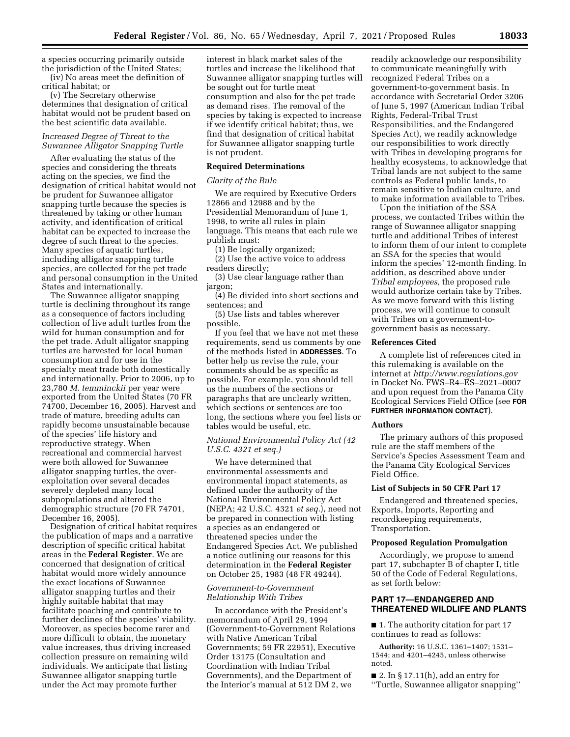a species occurring primarily outside the jurisdiction of the United States;

(iv) No areas meet the definition of critical habitat; or

(v) The Secretary otherwise determines that designation of critical habitat would not be prudent based on the best scientific data available.

### *Increased Degree of Threat to the Suwannee Alligator Snapping Turtle*

After evaluating the status of the species and considering the threats acting on the species, we find the designation of critical habitat would not be prudent for Suwannee alligator snapping turtle because the species is threatened by taking or other human activity, and identification of critical habitat can be expected to increase the degree of such threat to the species. Many species of aquatic turtles, including alligator snapping turtle species, are collected for the pet trade and personal consumption in the United States and internationally.

The Suwannee alligator snapping turtle is declining throughout its range as a consequence of factors including collection of live adult turtles from the wild for human consumption and for the pet trade. Adult alligator snapping turtles are harvested for local human consumption and for use in the specialty meat trade both domestically and internationally. Prior to 2006, up to 23,780 *M. temminckii* per year were exported from the United States (70 FR 74700, December 16, 2005). Harvest and trade of mature, breeding adults can rapidly become unsustainable because of the species' life history and reproductive strategy. When recreational and commercial harvest were both allowed for Suwannee alligator snapping turtles, the over-exploitation over several decades severely depleted many local subpopulations and altered the demographic structure (70 FR 74701, December 16, 2005).

Designation of critical habitat requires the publication of maps and a narrative description of specific critical habitat areas in the **Federal Register**. We are concerned that designation of critical habitat would more widely announce the exact locations of Suwannee alligator snapping turtles and their highly suitable habitat that may facilitate poaching and contribute to further declines of the species' viability. Moreover, as species become rarer and more difficult to obtain, the monetary value increases, thus driving increased collection pressure on remaining wild individuals. We anticipate that listing Suwannee alligator snapping turtle under the Act may promote further interest in black market sales of the turtles and increase the likelihood that Suwannee alligator snapping turtles will be sought out for turtle meat consumption and also for the pet trade as demand rises. The removal of the species by taking is expected to increase if we identify critical habitat; thus, we find that designation of critical habitat for Suwannee alligator snapping turtle is not prudent.

## Required Determinations

### *Clarity of the Rule*

We are required by Executive Orders 12866 and 12988 and by the Presidential Memorandum of June 1, 1998, to write all rules in plain language. This means that each rule we publish must:

(1) Be logically organized;

(2) Use the active voice to address readers directly;

(3) Use clear language rather than jargon;

(4) Be divided into short sections and sentences; and

(5) Use lists and tables wherever possible.

If you feel that we have not met these requirements, send us comments by one of the methods listed in **ADDRESSES**. To better help us revise the rule, your comments should be as specific as possible. For example, you should tell us the numbers of the sections or paragraphs that are unclearly written, which sections or sentences are too long, the sections where you feel lists or tables would be useful, etc.

### *National Environmental Policy Act (42 U.S.C. 4321 et seq.)*

We have determined that environmental assessments and environmental impact statements, as defined under the authority of the National Environmental Policy Act (NEPA; 42 U.S.C. 4321 *et seq.*), need not be prepared in connection with listing a species as an endangered or threatened species under the Endangered Species Act. We published a notice outlining our reasons for this determination in the **Federal Register** on October 25, 1983 (48 FR 49244).

### *Government-to-Government Relationship With Tribes*

In accordance with the President's memorandum of April 29, 1994 (Government-to-Government Relations with Native American Tribal Governments; 59 FR 22951), Executive Order 13175 (Consultation and Coordination with Indian Tribal Governments), and the Department of the Interior's manual at 512 DM 2, we readily acknowledge our responsibility to communicate meaningfully with recognized Federal Tribes on a government-to-government basis. In accordance with Secretarial Order 3206 of June 5, 1997 (American Indian Tribal Rights, Federal-Tribal Trust Responsibilities, and the Endangered Species Act), we readily acknowledge our responsibilities to work directly with Tribes in developing programs for healthy ecosystems, to acknowledge that Tribal lands are not subject to the same controls as Federal public lands, to remain sensitive to Indian culture, and to make information available to Tribes.

Upon the initiation of the SSA process, we contacted Tribes within the range of Suwannee alligator snapping turtle and additional Tribes of interest to inform them of our intent to complete an SSA for the species that would inform the species' 12-month finding. In addition, as described above under *Tribal employees,* the proposed rule would authorize certain take by Tribes. As we move forward with this listing process, we will continue to consult with Tribes on a government-to-government basis as necessary.

## References Cited

A complete list of references cited in this rulemaking is available on the internet at *http://www.regulations.gov* in Docket No. FWS–R4–ES–2021–0007 and upon request from the Panama City Ecological Services Field Office (see **FOR FURTHER INFORMATION CONTACT**).

## Authors

The primary authors of this proposed rule are the staff members of the Service's Species Assessment Team and the Panama City Ecological Services Field Office.

## List of Subjects in 50 CFR Part 17

Endangered and threatened species, Exports, Imports, Reporting and recordkeeping requirements, Transportation.

## Proposed Regulation Promulgation

Accordingly, we propose to amend part 17, subchapter B of chapter I, title 50 of the Code of Federal Regulations, as set forth below:

## PART 17—ENDANGERED AND THREATENED WILDLIFE AND PLANTS

■ 1. The authority citation for part 17 continues to read as follows:

**Authority:** 16 U.S.C. 1361–1407; 1531–1544; and 4201–4245, unless otherwise noted.

■ 2. In § 17.11(h), add an entry for ''Turtle, Suwannee alligator snapping''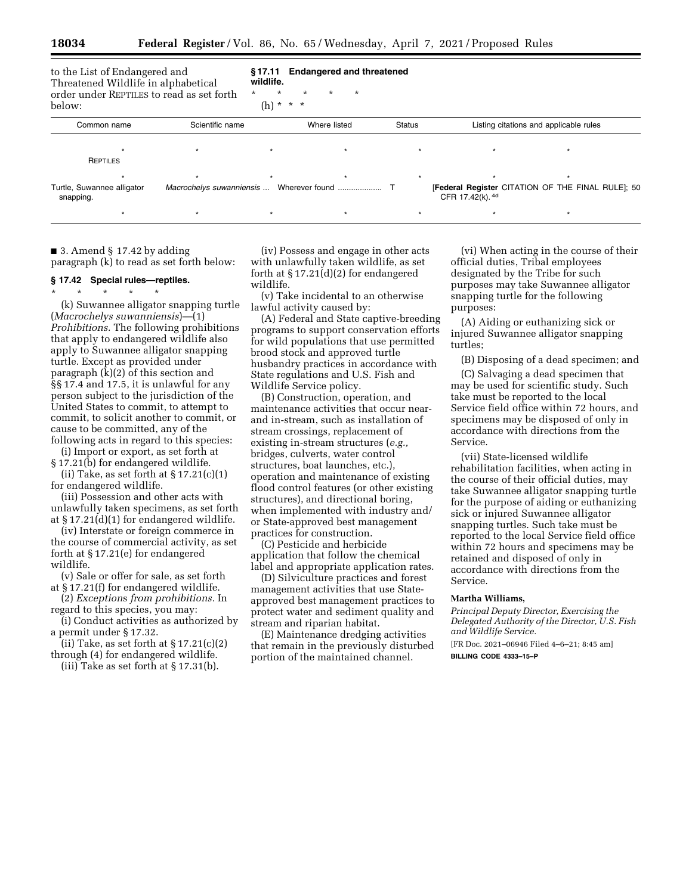to the List of Endangered and Threatened Wildlife in alphabetical order under REPTILES to read as set forth below:

**§ 17.11 Endangered and threatened wildlife.**

\* \* \* \* \*

(h) \* \* \*

| Common name | Scientific name | Where listed | Status | Listing citations and applicable rules |
|---|---|---|---|---|
| \* | \* | \* | \* | \* |
| REPTILES | | | | |
| \* | \* | \* | \* | \* |
| Turtle, Suwannee alligator snapping. | *Macrochelys suwanniensis* | Wherever found | T | [**Federal Register** CITATION OF THE FINAL RULE]; 50 CFR 17.42(k).[4d] |
| \* | \* | \* | \* | \* |

■ 3. Amend § 17.42 by adding paragraph (k) to read as set forth below:

### § 17.42 Special rules—reptiles.

\* \* \* \* \*

(k) Suwannee alligator snapping turtle (*Macrochelys suwanniensis*)—(1) *Prohibitions.* The following prohibitions that apply to endangered wildlife also apply to Suwannee alligator snapping turtle. Except as provided under paragraph (k)(2) of this section and §§ 17.4 and 17.5, it is unlawful for any person subject to the jurisdiction of the United States to commit, to attempt to commit, to solicit another to commit, or cause to be committed, any of the following acts in regard to this species:

(i) Import or export, as set forth at § 17.21(b) for endangered wildlife.

(ii) Take, as set forth at § 17.21(c)(1) for endangered wildlife.

(iii) Possession and other acts with unlawfully taken specimens, as set forth at § 17.21(d)(1) for endangered wildlife.

(iv) Interstate or foreign commerce in the course of commercial activity, as set forth at § 17.21(e) for endangered wildlife.

(v) Sale or offer for sale, as set forth at § 17.21(f) for endangered wildlife.

(2) *Exceptions from prohibitions.* In regard to this species, you may:

(i) Conduct activities as authorized by a permit under § 17.32.

(ii) Take, as set forth at § 17.21(c)(2) through (4) for endangered wildlife.

(iii) Take as set forth at § 17.31(b).

(iv) Possess and engage in other acts with unlawfully taken wildlife, as set forth at § 17.21(d)(2) for endangered wildlife.

(v) Take incidental to an otherwise lawful activity caused by:

(A) Federal and State captive-breeding programs to support conservation efforts for wild populations that use permitted brood stock and approved turtle husbandry practices in accordance with State regulations and U.S. Fish and Wildlife Service policy.

(B) Construction, operation, and maintenance activities that occur near- and in-stream, such as installation of stream crossings, replacement of existing in-stream structures (*e.g.,* bridges, culverts, water control structures, boat launches, etc.), operation and maintenance of existing flood control features (or other existing structures), and directional boring, when implemented with industry and/or State-approved best management practices for construction.

(C) Pesticide and herbicide application that follow the chemical label and appropriate application rates.

(D) Silviculture practices and forest management activities that use State-approved best management practices to protect water and sediment quality and stream and riparian habitat.

(E) Maintenance dredging activities that remain in the previously disturbed portion of the maintained channel.

(vi) When acting in the course of their official duties, Tribal employees designated by the Tribe for such purposes may take Suwannee alligator snapping turtle for the following purposes:

(A) Aiding or euthanizing sick or injured Suwannee alligator snapping turtles;

(B) Disposing of a dead specimen; and

(C) Salvaging a dead specimen that may be used for scientific study. Such take must be reported to the local Service field office within 72 hours, and specimens may be disposed of only in accordance with directions from the Service.

(vii) State-licensed wildlife rehabilitation facilities, when acting in the course of their official duties, may take Suwannee alligator snapping turtle for the purpose of aiding or euthanizing sick or injured Suwannee alligator snapping turtles. Such take must be reported to the local Service field office within 72 hours and specimens may be retained and disposed of only in accordance with directions from the Service.

**Martha Williams,**

*Principal Deputy Director, Exercising the Delegated Authority of the Director, U.S. Fish and Wildlife Service.*

[FR Doc. 2021–06946 Filed 4–6–21; 8:45 am]

**BILLING CODE 4333–15–P**